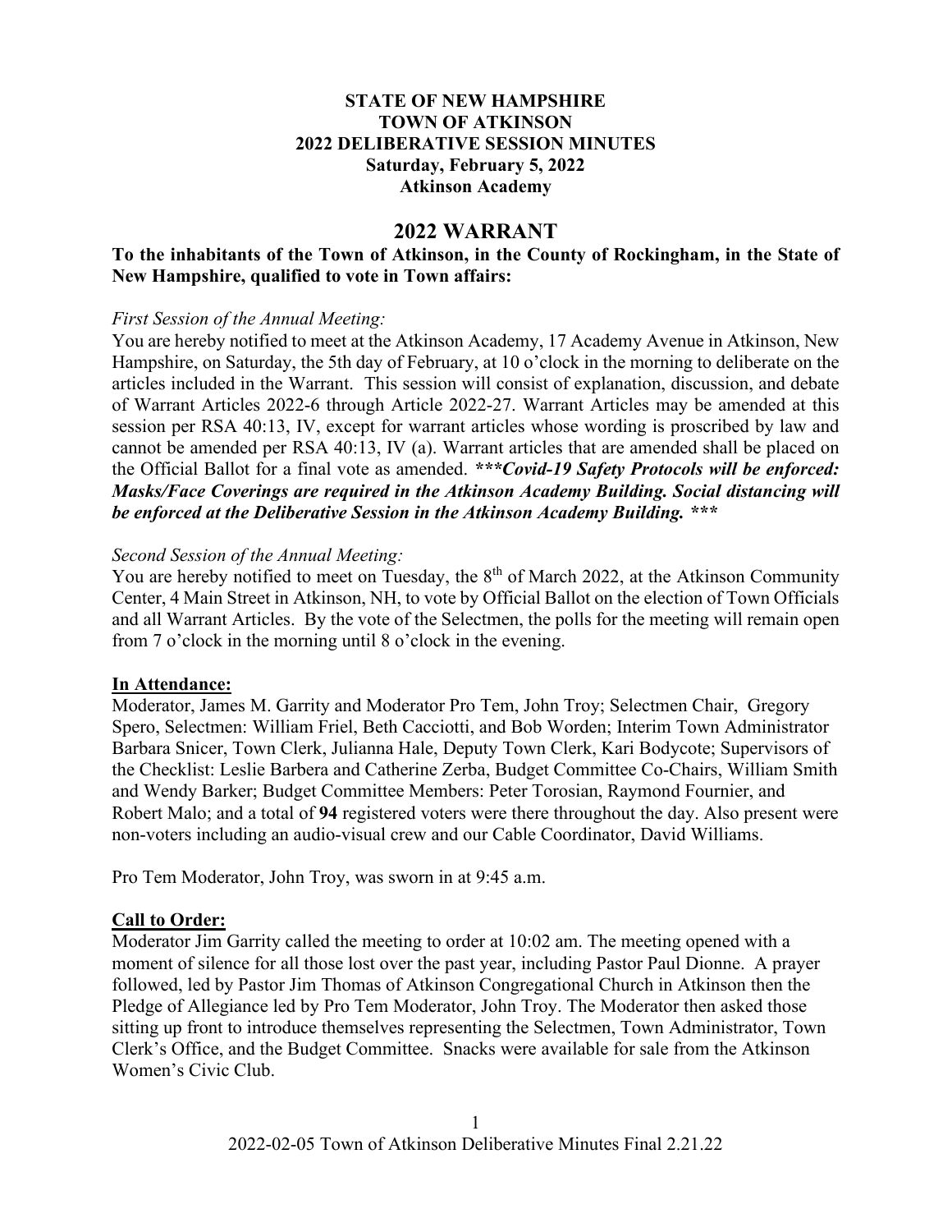**STATE OF NEW HAMPSHIRE**
**TOWN OF ATKINSON**
**2022 DELIBERATIVE SESSION MINUTES**
**Saturday, February 5, 2022**
**Atkinson Academy**

# 2022 WARRANT

**To the inhabitants of the Town of Atkinson, in the County of Rockingham, in the State of New Hampshire, qualified to vote in Town affairs:**

*First Session of the Annual Meeting:*

You are hereby notified to meet at the Atkinson Academy, 17 Academy Avenue in Atkinson, New Hampshire, on Saturday, the 5th day of February, at 10 o'clock in the morning to deliberate on the articles included in the Warrant. This session will consist of explanation, discussion, and debate of Warrant Articles 2022-6 through Article 2022-27. Warrant Articles may be amended at this session per RSA 40:13, IV, except for warrant articles whose wording is proscribed by law and cannot be amended per RSA 40:13, IV (a). Warrant articles that are amended shall be placed on the Official Ballot for a final vote as amended. ***\*\*\*Covid-19 Safety Protocols will be enforced: Masks/Face Coverings are required in the Atkinson Academy Building. Social distancing will be enforced at the Deliberative Session in the Atkinson Academy Building. \*\*\****

*Second Session of the Annual Meeting:*

You are hereby notified to meet on Tuesday, the 8th of March 2022, at the Atkinson Community Center, 4 Main Street in Atkinson, NH, to vote by Official Ballot on the election of Town Officials and all Warrant Articles. By the vote of the Selectmen, the polls for the meeting will remain open from 7 o'clock in the morning until 8 o'clock in the evening.

**In Attendance:**

Moderator, James M. Garrity and Moderator Pro Tem, John Troy; Selectmen Chair, Gregory Spero, Selectmen: William Friel, Beth Cacciotti, and Bob Worden; Interim Town Administrator Barbara Snicer, Town Clerk, Julianna Hale, Deputy Town Clerk, Kari Bodycote; Supervisors of the Checklist: Leslie Barbera and Catherine Zerba, Budget Committee Co-Chairs, William Smith and Wendy Barker; Budget Committee Members: Peter Torosian, Raymond Fournier, and Robert Malo; and a total of **94** registered voters were there throughout the day. Also present were non-voters including an audio-visual crew and our Cable Coordinator, David Williams.

Pro Tem Moderator, John Troy, was sworn in at 9:45 a.m.

**Call to Order:**

Moderator Jim Garrity called the meeting to order at 10:02 am. The meeting opened with a moment of silence for all those lost over the past year, including Pastor Paul Dionne. A prayer followed, led by Pastor Jim Thomas of Atkinson Congregational Church in Atkinson then the Pledge of Allegiance led by Pro Tem Moderator, John Troy. The Moderator then asked those sitting up front to introduce themselves representing the Selectmen, Town Administrator, Town Clerk's Office, and the Budget Committee. Snacks were available for sale from the Atkinson Women's Civic Club.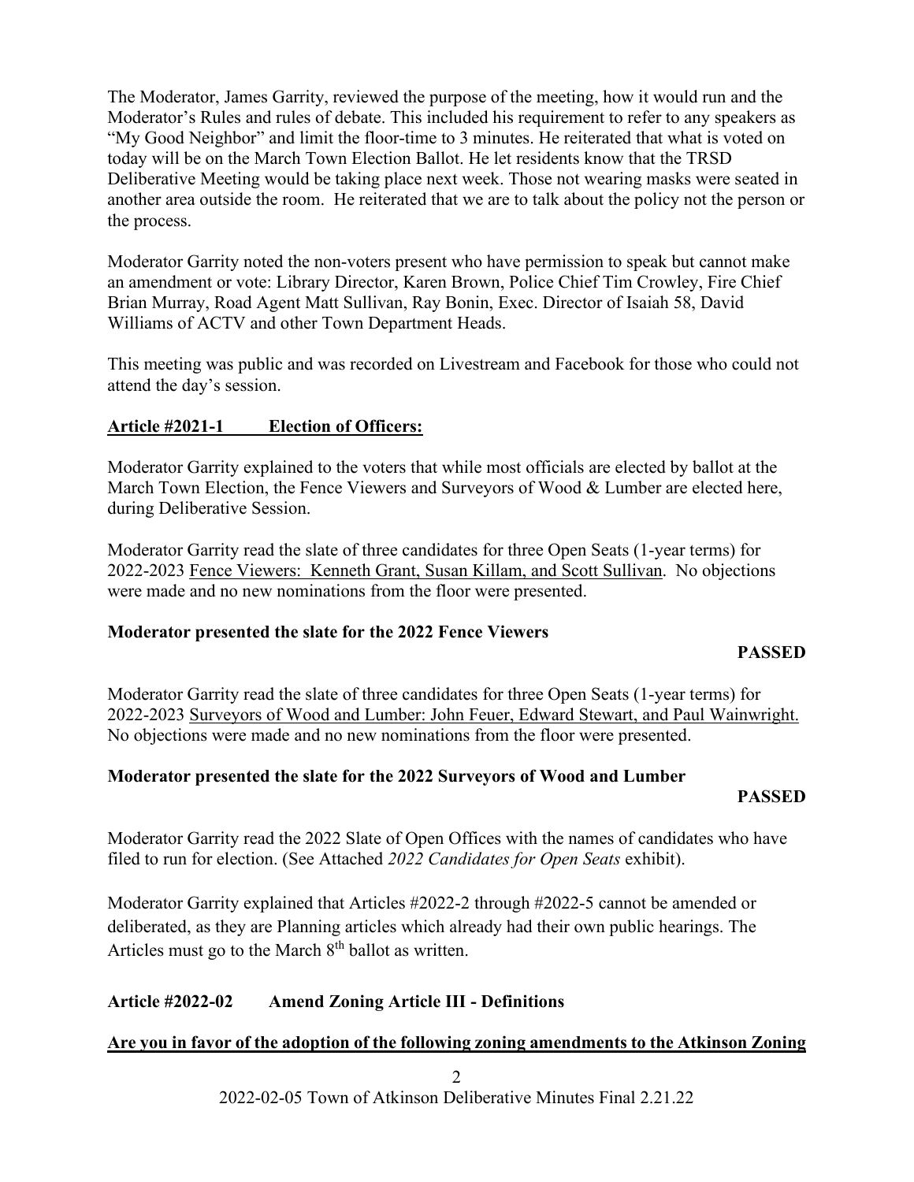The Moderator, James Garrity, reviewed the purpose of the meeting, how it would run and the Moderator's Rules and rules of debate. This included his requirement to refer to any speakers as "My Good Neighbor" and limit the floor-time to 3 minutes. He reiterated that what is voted on today will be on the March Town Election Ballot. He let residents know that the TRSD Deliberative Meeting would be taking place next week. Those not wearing masks were seated in another area outside the room. He reiterated that we are to talk about the policy not the person or the process.

Moderator Garrity noted the non-voters present who have permission to speak but cannot make an amendment or vote: Library Director, Karen Brown, Police Chief Tim Crowley, Fire Chief Brian Murray, Road Agent Matt Sullivan, Ray Bonin, Exec. Director of Isaiah 58, David Williams of ACTV and other Town Department Heads.

This meeting was public and was recorded on Livestream and Facebook for those who could not attend the day's session.

## Article #2021-1 Election of Officers:

Moderator Garrity explained to the voters that while most officials are elected by ballot at the March Town Election, the Fence Viewers and Surveyors of Wood & Lumber are elected here, during Deliberative Session.

Moderator Garrity read the slate of three candidates for three Open Seats (1-year terms) for 2022-2023 Fence Viewers: Kenneth Grant, Susan Killam, and Scott Sullivan. No objections were made and no new nominations from the floor were presented.

**Moderator presented the slate for the 2022 Fence Viewers**

**PASSED**

Moderator Garrity read the slate of three candidates for three Open Seats (1-year terms) for 2022-2023 Surveyors of Wood and Lumber: John Feuer, Edward Stewart, and Paul Wainwright. No objections were made and no new nominations from the floor were presented.

**Moderator presented the slate for the 2022 Surveyors of Wood and Lumber**

**PASSED**

Moderator Garrity read the 2022 Slate of Open Offices with the names of candidates who have filed to run for election. (See Attached *2022 Candidates for Open Seats* exhibit).

Moderator Garrity explained that Articles #2022-2 through #2022-5 cannot be amended or deliberated, as they are Planning articles which already had their own public hearings. The Articles must go to the March 8th ballot as written.

## Article #2022-02 Amend Zoning Article III - Definitions

**Are you in favor of the adoption of the following zoning amendments to the Atkinson Zoning**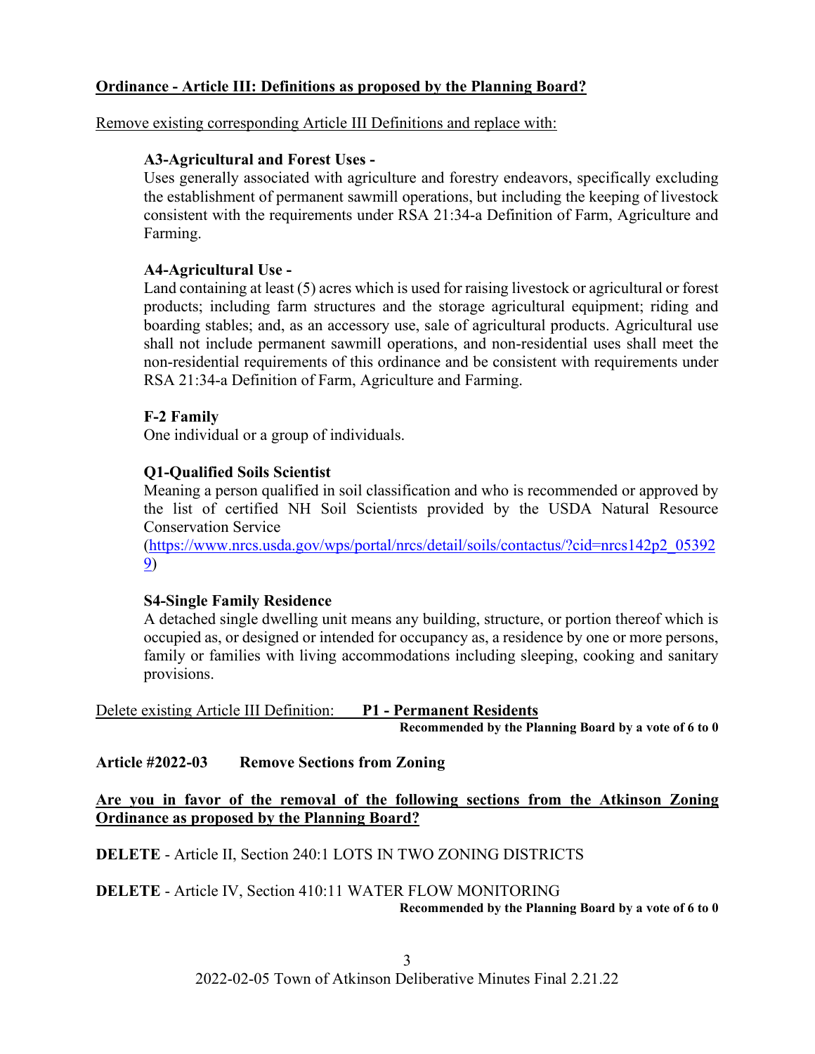**Ordinance - Article III: Definitions as proposed by the Planning Board?**

Remove existing corresponding Article III Definitions and replace with:

**A3-Agricultural and Forest Uses -**
Uses generally associated with agriculture and forestry endeavors, specifically excluding the establishment of permanent sawmill operations, but including the keeping of livestock consistent with the requirements under RSA 21:34-a Definition of Farm, Agriculture and Farming.

**A4-Agricultural Use -**
Land containing at least (5) acres which is used for raising livestock or agricultural or forest products; including farm structures and the storage agricultural equipment; riding and boarding stables; and, as an accessory use, sale of agricultural products. Agricultural use shall not include permanent sawmill operations, and non-residential uses shall meet the non-residential requirements of this ordinance and be consistent with requirements under RSA 21:34-a Definition of Farm, Agriculture and Farming.

**F-2 Family**
One individual or a group of individuals.

**Q1-Qualified Soils Scientist**
Meaning a person qualified in soil classification and who is recommended or approved by the list of certified NH Soil Scientists provided by the USDA Natural Resource Conservation Service (https://www.nrcs.usda.gov/wps/portal/nrcs/detail/soils/contactus/?cid=nrcs142p2_053929)

**S4-Single Family Residence**
A detached single dwelling unit means any building, structure, or portion thereof which is occupied as, or designed or intended for occupancy as, a residence by one or more persons, family or families with living accommodations including sleeping, cooking and sanitary provisions.

Delete existing Article III Definition: **P1 - Permanent Residents**

**Recommended by the Planning Board by a vote of 6 to 0**

**Article #2022-03 Remove Sections from Zoning**

**Are you in favor of the removal of the following sections from the Atkinson Zoning Ordinance as proposed by the Planning Board?**

**DELETE** - Article II, Section 240:1 LOTS IN TWO ZONING DISTRICTS

**DELETE** - Article IV, Section 410:11 WATER FLOW MONITORING

**Recommended by the Planning Board by a vote of 6 to 0**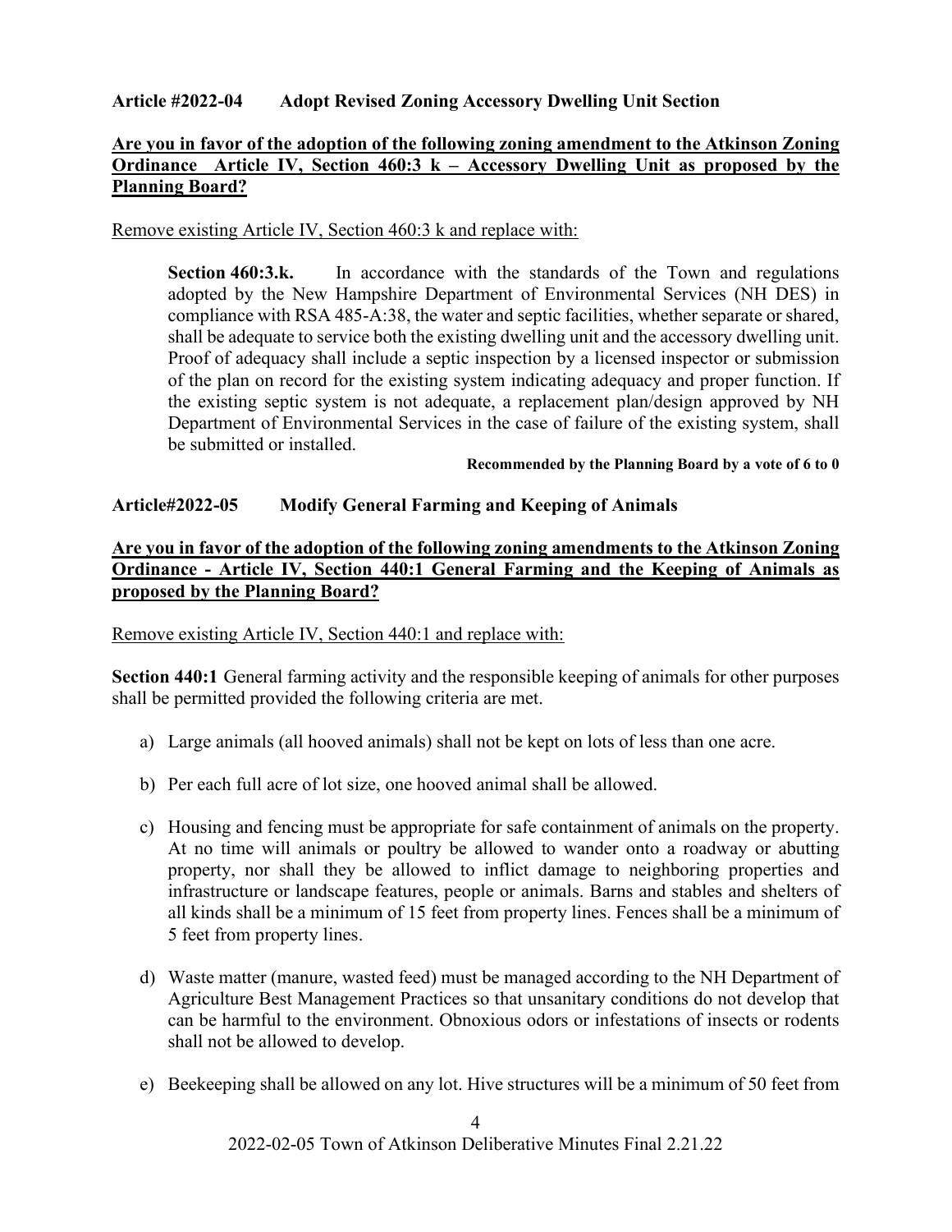**Article #2022-04 Adopt Revised Zoning Accessory Dwelling Unit Section**

**Are you in favor of the adoption of the following zoning amendment to the Atkinson Zoning Ordinance Article IV, Section 460:3 k – Accessory Dwelling Unit as proposed by the Planning Board?**

Remove existing Article IV, Section 460:3 k and replace with:

> **Section 460:3.k.** In accordance with the standards of the Town and regulations adopted by the New Hampshire Department of Environmental Services (NH DES) in compliance with RSA 485-A:38, the water and septic facilities, whether separate or shared, shall be adequate to service both the existing dwelling unit and the accessory dwelling unit. Proof of adequacy shall include a septic inspection by a licensed inspector or submission of the plan on record for the existing system indicating adequacy and proper function. If the existing septic system is not adequate, a replacement plan/design approved by NH Department of Environmental Services in the case of failure of the existing system, shall be submitted or installed.

**Recommended by the Planning Board by a vote of 6 to 0**

**Article#2022-05 Modify General Farming and Keeping of Animals**

**Are you in favor of the adoption of the following zoning amendments to the Atkinson Zoning Ordinance - Article IV, Section 440:1 General Farming and the Keeping of Animals as proposed by the Planning Board?**

Remove existing Article IV, Section 440:1 and replace with:

**Section 440:1** General farming activity and the responsible keeping of animals for other purposes shall be permitted provided the following criteria are met.

a) Large animals (all hooved animals) shall not be kept on lots of less than one acre.

b) Per each full acre of lot size, one hooved animal shall be allowed.

c) Housing and fencing must be appropriate for safe containment of animals on the property. At no time will animals or poultry be allowed to wander onto a roadway or abutting property, nor shall they be allowed to inflict damage to neighboring properties and infrastructure or landscape features, people or animals. Barns and stables and shelters of all kinds shall be a minimum of 15 feet from property lines. Fences shall be a minimum of 5 feet from property lines.

d) Waste matter (manure, wasted feed) must be managed according to the NH Department of Agriculture Best Management Practices so that unsanitary conditions do not develop that can be harmful to the environment. Obnoxious odors or infestations of insects or rodents shall not be allowed to develop.

e) Beekeeping shall be allowed on any lot. Hive structures will be a minimum of 50 feet from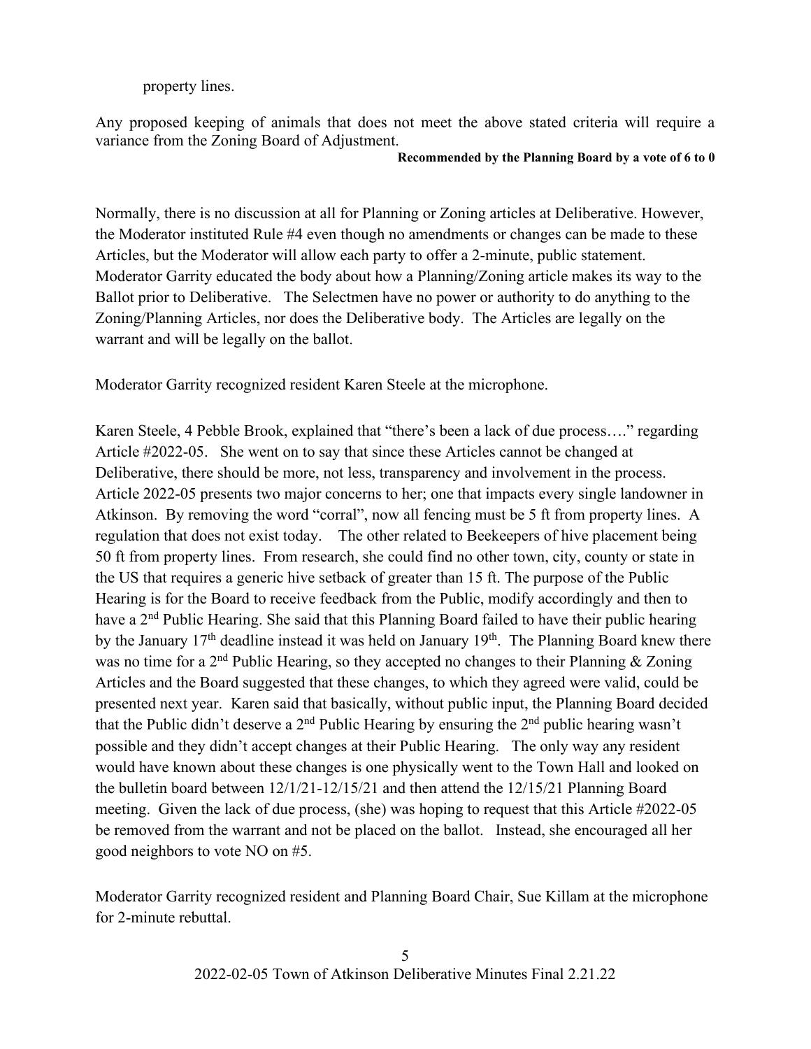property lines.

Any proposed keeping of animals that does not meet the above stated criteria will require a variance from the Zoning Board of Adjustment.

**Recommended by the Planning Board by a vote of 6 to 0**

Normally, there is no discussion at all for Planning or Zoning articles at Deliberative. However, the Moderator instituted Rule #4 even though no amendments or changes can be made to these Articles, but the Moderator will allow each party to offer a 2-minute, public statement. Moderator Garrity educated the body about how a Planning/Zoning article makes its way to the Ballot prior to Deliberative. The Selectmen have no power or authority to do anything to the Zoning/Planning Articles, nor does the Deliberative body. The Articles are legally on the warrant and will be legally on the ballot.

Moderator Garrity recognized resident Karen Steele at the microphone.

Karen Steele, 4 Pebble Brook, explained that "there's been a lack of due process…." regarding Article #2022-05. She went on to say that since these Articles cannot be changed at Deliberative, there should be more, not less, transparency and involvement in the process. Article 2022-05 presents two major concerns to her; one that impacts every single landowner in Atkinson. By removing the word "corral", now all fencing must be 5 ft from property lines. A regulation that does not exist today. The other related to Beekeepers of hive placement being 50 ft from property lines. From research, she could find no other town, city, county or state in the US that requires a generic hive setback of greater than 15 ft. The purpose of the Public Hearing is for the Board to receive feedback from the Public, modify accordingly and then to have a 2nd Public Hearing. She said that this Planning Board failed to have their public hearing by the January 17th deadline instead it was held on January 19th. The Planning Board knew there was no time for a 2nd Public Hearing, so they accepted no changes to their Planning & Zoning Articles and the Board suggested that these changes, to which they agreed were valid, could be presented next year. Karen said that basically, without public input, the Planning Board decided that the Public didn't deserve a 2nd Public Hearing by ensuring the 2nd public hearing wasn't possible and they didn't accept changes at their Public Hearing. The only way any resident would have known about these changes is one physically went to the Town Hall and looked on the bulletin board between 12/1/21-12/15/21 and then attend the 12/15/21 Planning Board meeting. Given the lack of due process, (she) was hoping to request that this Article #2022-05 be removed from the warrant and not be placed on the ballot. Instead, she encouraged all her good neighbors to vote NO on #5.

Moderator Garrity recognized resident and Planning Board Chair, Sue Killam at the microphone for 2-minute rebuttal.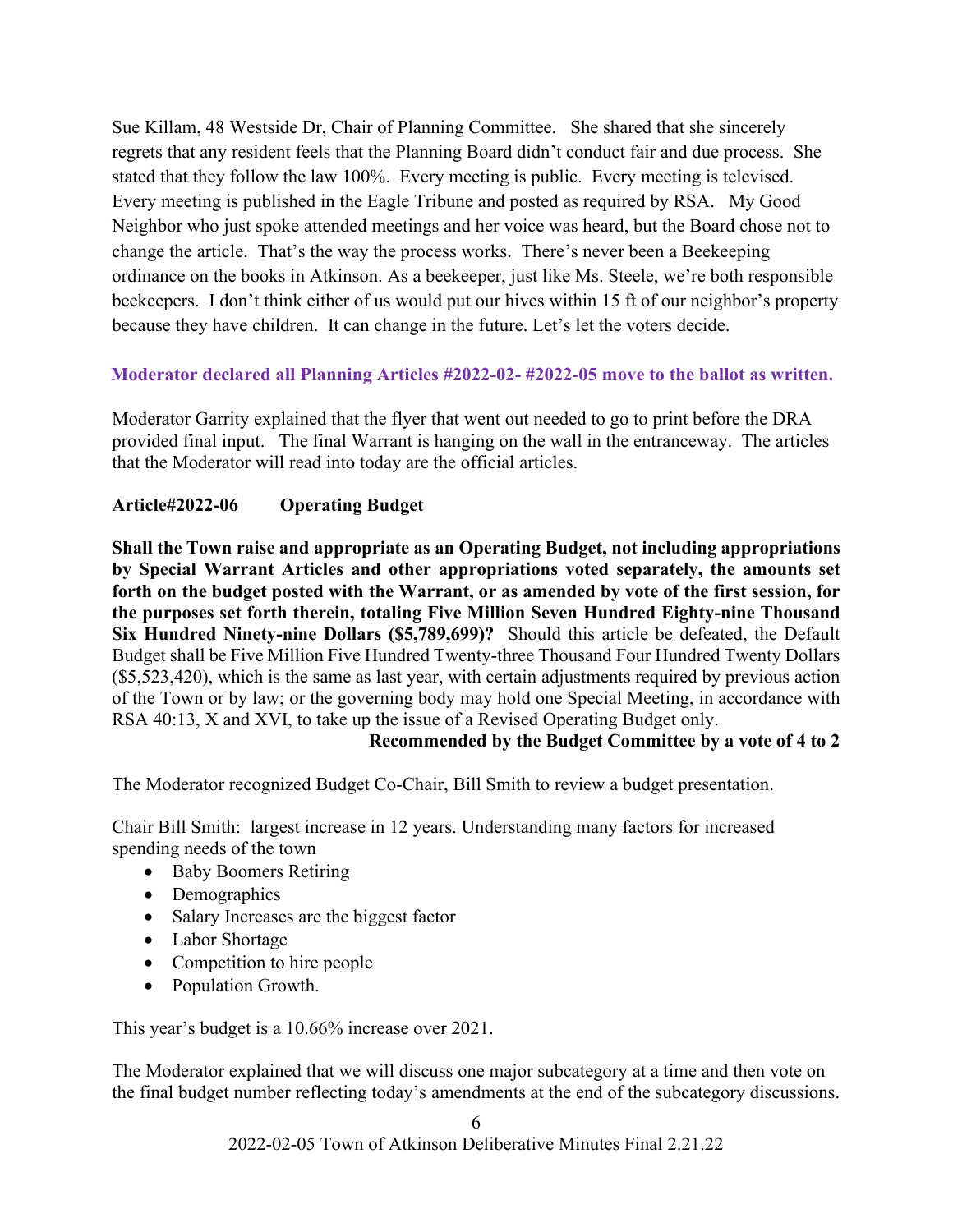Sue Killam, 48 Westside Dr, Chair of Planning Committee. She shared that she sincerely regrets that any resident feels that the Planning Board didn't conduct fair and due process. She stated that they follow the law 100%. Every meeting is public. Every meeting is televised. Every meeting is published in the Eagle Tribune and posted as required by RSA. My Good Neighbor who just spoke attended meetings and her voice was heard, but the Board chose not to change the article. That's the way the process works. There's never been a Beekeeping ordinance on the books in Atkinson. As a beekeeper, just like Ms. Steele, we're both responsible beekeepers. I don't think either of us would put our hives within 15 ft of our neighbor's property because they have children. It can change in the future. Let's let the voters decide.

**Moderator declared all Planning Articles #2022-02- #2022-05 move to the ballot as written.**

Moderator Garrity explained that the flyer that went out needed to go to print before the DRA provided final input. The final Warrant is hanging on the wall in the entranceway. The articles that the Moderator will read into today are the official articles.

**Article#2022-06 Operating Budget**

**Shall the Town raise and appropriate as an Operating Budget, not including appropriations by Special Warrant Articles and other appropriations voted separately, the amounts set forth on the budget posted with the Warrant, or as amended by vote of the first session, for the purposes set forth therein, totaling Five Million Seven Hundred Eighty-nine Thousand Six Hundred Ninety-nine Dollars ($5,789,699)?** Should this article be defeated, the Default Budget shall be Five Million Five Hundred Twenty-three Thousand Four Hundred Twenty Dollars ($5,523,420), which is the same as last year, with certain adjustments required by previous action of the Town or by law; or the governing body may hold one Special Meeting, in accordance with RSA 40:13, X and XVI, to take up the issue of a Revised Operating Budget only.

**Recommended by the Budget Committee by a vote of 4 to 2**

The Moderator recognized Budget Co-Chair, Bill Smith to review a budget presentation.

Chair Bill Smith: largest increase in 12 years. Understanding many factors for increased spending needs of the town

- Baby Boomers Retiring
- Demographics
- Salary Increases are the biggest factor
- Labor Shortage
- Competition to hire people
- Population Growth.

This year's budget is a 10.66% increase over 2021.

The Moderator explained that we will discuss one major subcategory at a time and then vote on the final budget number reflecting today's amendments at the end of the subcategory discussions.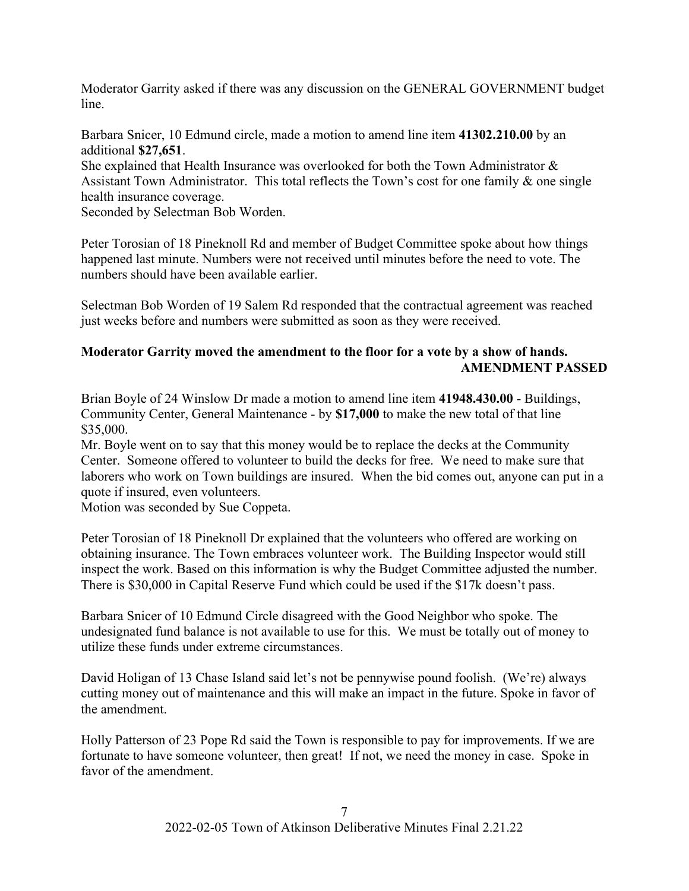Moderator Garrity asked if there was any discussion on the GENERAL GOVERNMENT budget line.

Barbara Snicer, 10 Edmund circle, made a motion to amend line item **41302.210.00** by an additional **$27,651**.
She explained that Health Insurance was overlooked for both the Town Administrator & Assistant Town Administrator. This total reflects the Town's cost for one family & one single health insurance coverage.
Seconded by Selectman Bob Worden.

Peter Torosian of 18 Pineknoll Rd and member of Budget Committee spoke about how things happened last minute. Numbers were not received until minutes before the need to vote. The numbers should have been available earlier.

Selectman Bob Worden of 19 Salem Rd responded that the contractual agreement was reached just weeks before and numbers were submitted as soon as they were received.

**Moderator Garrity moved the amendment to the floor for a vote by a show of hands.**
**AMENDMENT PASSED**

Brian Boyle of 24 Winslow Dr made a motion to amend line item **41948.430.00** - Buildings, Community Center, General Maintenance - by **$17,000** to make the new total of that line $35,000.
Mr. Boyle went on to say that this money would be to replace the decks at the Community Center. Someone offered to volunteer to build the decks for free. We need to make sure that laborers who work on Town buildings are insured. When the bid comes out, anyone can put in a quote if insured, even volunteers.
Motion was seconded by Sue Coppeta.

Peter Torosian of 18 Pineknoll Dr explained that the volunteers who offered are working on obtaining insurance. The Town embraces volunteer work. The Building Inspector would still inspect the work. Based on this information is why the Budget Committee adjusted the number. There is $30,000 in Capital Reserve Fund which could be used if the $17k doesn't pass.

Barbara Snicer of 10 Edmund Circle disagreed with the Good Neighbor who spoke. The undesignated fund balance is not available to use for this. We must be totally out of money to utilize these funds under extreme circumstances.

David Holigan of 13 Chase Island said let's not be pennywise pound foolish. (We're) always cutting money out of maintenance and this will make an impact in the future. Spoke in favor of the amendment.

Holly Patterson of 23 Pope Rd said the Town is responsible to pay for improvements. If we are fortunate to have someone volunteer, then great! If not, we need the money in case. Spoke in favor of the amendment.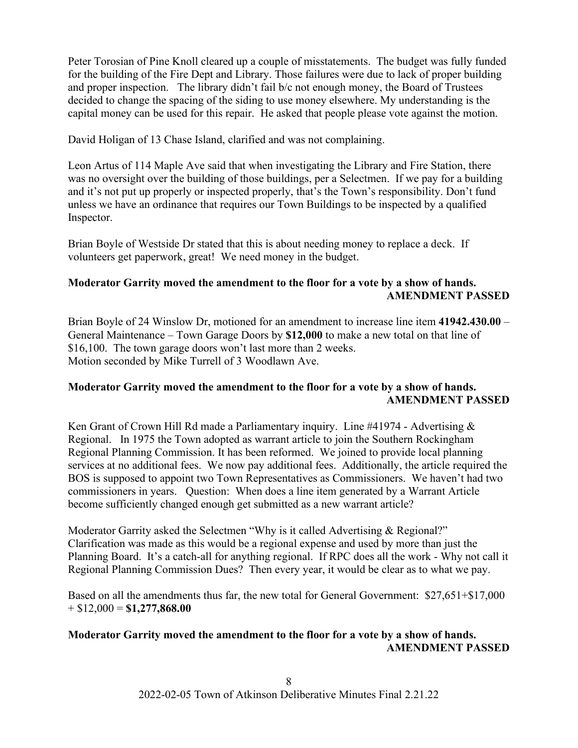Peter Torosian of Pine Knoll cleared up a couple of misstatements. The budget was fully funded for the building of the Fire Dept and Library. Those failures were due to lack of proper building and proper inspection. The library didn't fail b/c not enough money, the Board of Trustees decided to change the spacing of the siding to use money elsewhere. My understanding is the capital money can be used for this repair. He asked that people please vote against the motion.

David Holigan of 13 Chase Island, clarified and was not complaining.

Leon Artus of 114 Maple Ave said that when investigating the Library and Fire Station, there was no oversight over the building of those buildings, per a Selectmen. If we pay for a building and it's not put up properly or inspected properly, that's the Town's responsibility. Don't fund unless we have an ordinance that requires our Town Buildings to be inspected by a qualified Inspector.

Brian Boyle of Westside Dr stated that this is about needing money to replace a deck. If volunteers get paperwork, great! We need money in the budget.

**Moderator Garrity moved the amendment to the floor for a vote by a show of hands.**
**AMENDMENT PASSED**

Brian Boyle of 24 Winslow Dr, motioned for an amendment to increase line item **41942.430.00** – General Maintenance – Town Garage Doors by **$12,000** to make a new total on that line of $16,100. The town garage doors won't last more than 2 weeks.
Motion seconded by Mike Turrell of 3 Woodlawn Ave.

**Moderator Garrity moved the amendment to the floor for a vote by a show of hands.**
**AMENDMENT PASSED**

Ken Grant of Crown Hill Rd made a Parliamentary inquiry. Line #41974 - Advertising & Regional. In 1975 the Town adopted as warrant article to join the Southern Rockingham Regional Planning Commission. It has been reformed. We joined to provide local planning services at no additional fees. We now pay additional fees. Additionally, the article required the BOS is supposed to appoint two Town Representatives as Commissioners. We haven't had two commissioners in years. Question: When does a line item generated by a Warrant Article become sufficiently changed enough get submitted as a new warrant article?

Moderator Garrity asked the Selectmen "Why is it called Advertising & Regional?" Clarification was made as this would be a regional expense and used by more than just the Planning Board. It's a catch-all for anything regional. If RPC does all the work - Why not call it Regional Planning Commission Dues? Then every year, it would be clear as to what we pay.

Based on all the amendments thus far, the new total for General Government: $27,651+$17,000 + $12,000 = **$1,277,868.00**

**Moderator Garrity moved the amendment to the floor for a vote by a show of hands.**
**AMENDMENT PASSED**

2022-02-05 Town of Atkinson Deliberative Minutes Final 2.21.22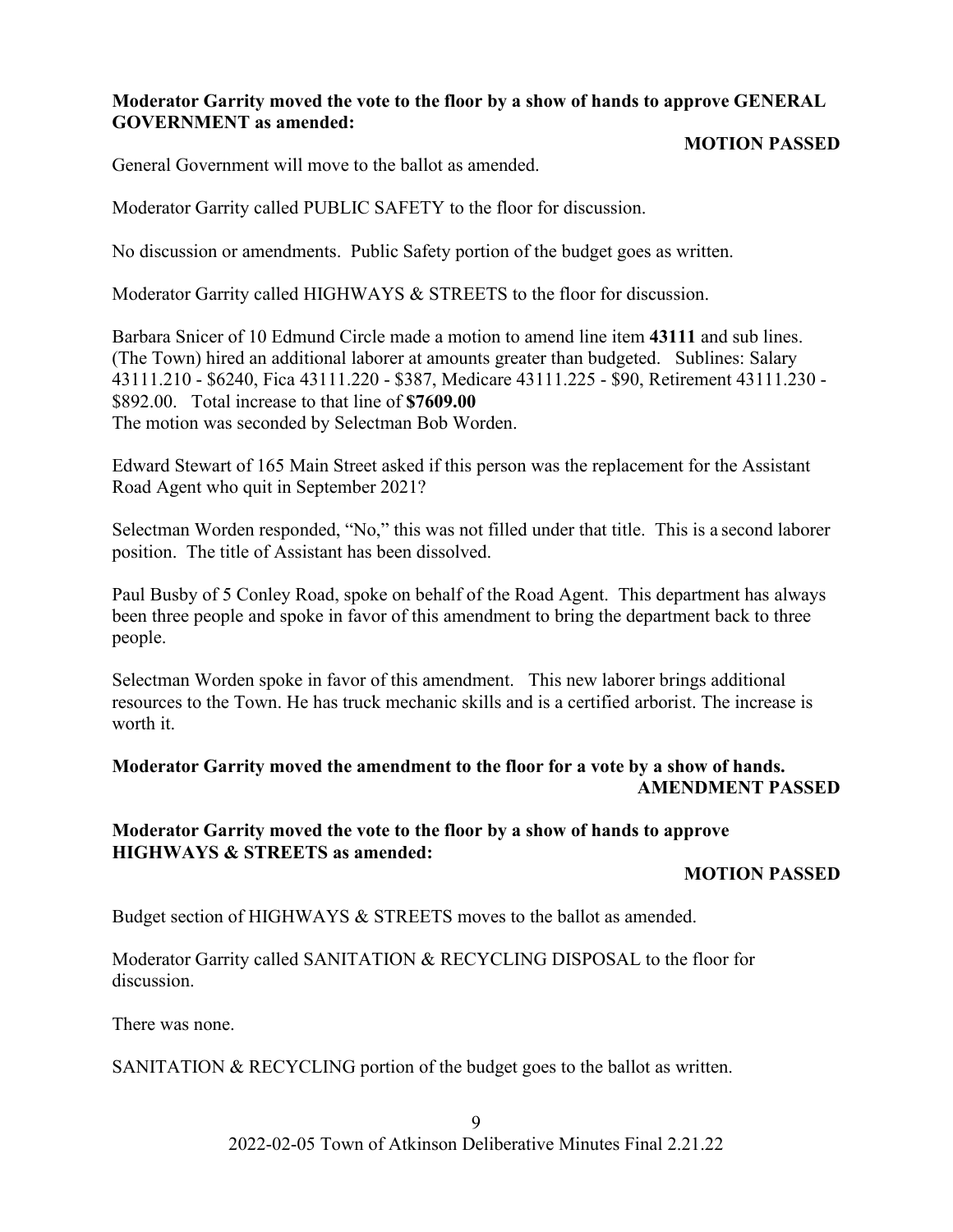**Moderator Garrity moved the vote to the floor by a show of hands to approve GENERAL GOVERNMENT as amended:**

**MOTION PASSED**

General Government will move to the ballot as amended.

Moderator Garrity called PUBLIC SAFETY to the floor for discussion.

No discussion or amendments. Public Safety portion of the budget goes as written.

Moderator Garrity called HIGHWAYS & STREETS to the floor for discussion.

Barbara Snicer of 10 Edmund Circle made a motion to amend line item **43111** and sub lines. (The Town) hired an additional laborer at amounts greater than budgeted. Sublines: Salary 43111.210 - $6240, Fica 43111.220 - $387, Medicare 43111.225 - $90, Retirement 43111.230 - $892.00. Total increase to that line of **$7609.00**
The motion was seconded by Selectman Bob Worden.

Edward Stewart of 165 Main Street asked if this person was the replacement for the Assistant Road Agent who quit in September 2021?

Selectman Worden responded, "No," this was not filled under that title. This is a second laborer position. The title of Assistant has been dissolved.

Paul Busby of 5 Conley Road, spoke on behalf of the Road Agent. This department has always been three people and spoke in favor of this amendment to bring the department back to three people.

Selectman Worden spoke in favor of this amendment. This new laborer brings additional resources to the Town. He has truck mechanic skills and is a certified arborist. The increase is worth it.

**Moderator Garrity moved the amendment to the floor for a vote by a show of hands.**

**AMENDMENT PASSED**

**Moderator Garrity moved the vote to the floor by a show of hands to approve HIGHWAYS & STREETS as amended:**

**MOTION PASSED**

Budget section of HIGHWAYS & STREETS moves to the ballot as amended.

Moderator Garrity called SANITATION & RECYCLING DISPOSAL to the floor for discussion.

There was none.

SANITATION & RECYCLING portion of the budget goes to the ballot as written.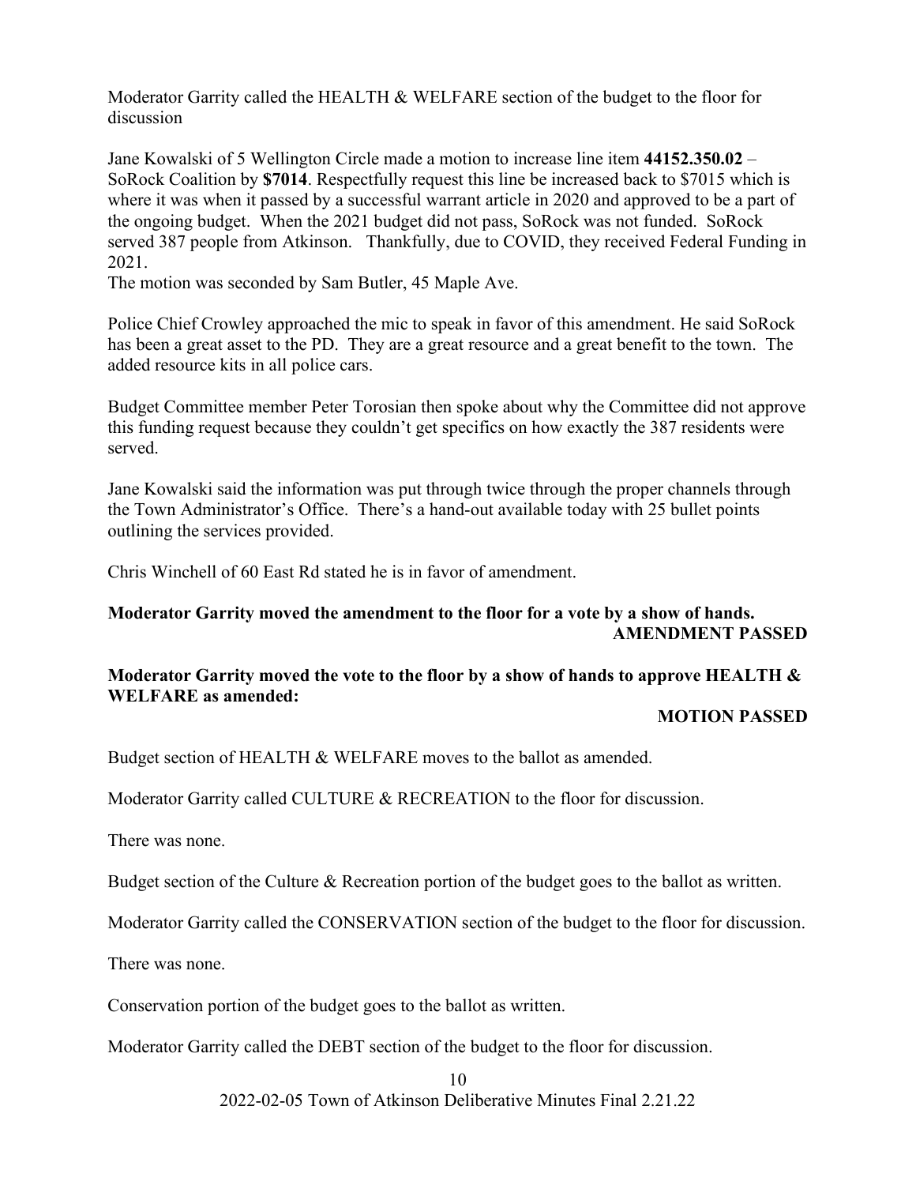Moderator Garrity called the HEALTH & WELFARE section of the budget to the floor for discussion

Jane Kowalski of 5 Wellington Circle made a motion to increase line item **44152.350.02** – SoRock Coalition by **$7014**. Respectfully request this line be increased back to $7015 which is where it was when it passed by a successful warrant article in 2020 and approved to be a part of the ongoing budget. When the 2021 budget did not pass, SoRock was not funded. SoRock served 387 people from Atkinson. Thankfully, due to COVID, they received Federal Funding in 2021.
The motion was seconded by Sam Butler, 45 Maple Ave.

Police Chief Crowley approached the mic to speak in favor of this amendment. He said SoRock has been a great asset to the PD. They are a great resource and a great benefit to the town. The added resource kits in all police cars.

Budget Committee member Peter Torosian then spoke about why the Committee did not approve this funding request because they couldn't get specifics on how exactly the 387 residents were served.

Jane Kowalski said the information was put through twice through the proper channels through the Town Administrator's Office. There's a hand-out available today with 25 bullet points outlining the services provided.

Chris Winchell of 60 East Rd stated he is in favor of amendment.

**Moderator Garrity moved the amendment to the floor for a vote by a show of hands.**
**AMENDMENT PASSED**

**Moderator Garrity moved the vote to the floor by a show of hands to approve HEALTH & WELFARE as amended:**
**MOTION PASSED**

Budget section of HEALTH & WELFARE moves to the ballot as amended.

Moderator Garrity called CULTURE & RECREATION to the floor for discussion.

There was none.

Budget section of the Culture & Recreation portion of the budget goes to the ballot as written.

Moderator Garrity called the CONSERVATION section of the budget to the floor for discussion.

There was none.

Conservation portion of the budget goes to the ballot as written.

Moderator Garrity called the DEBT section of the budget to the floor for discussion.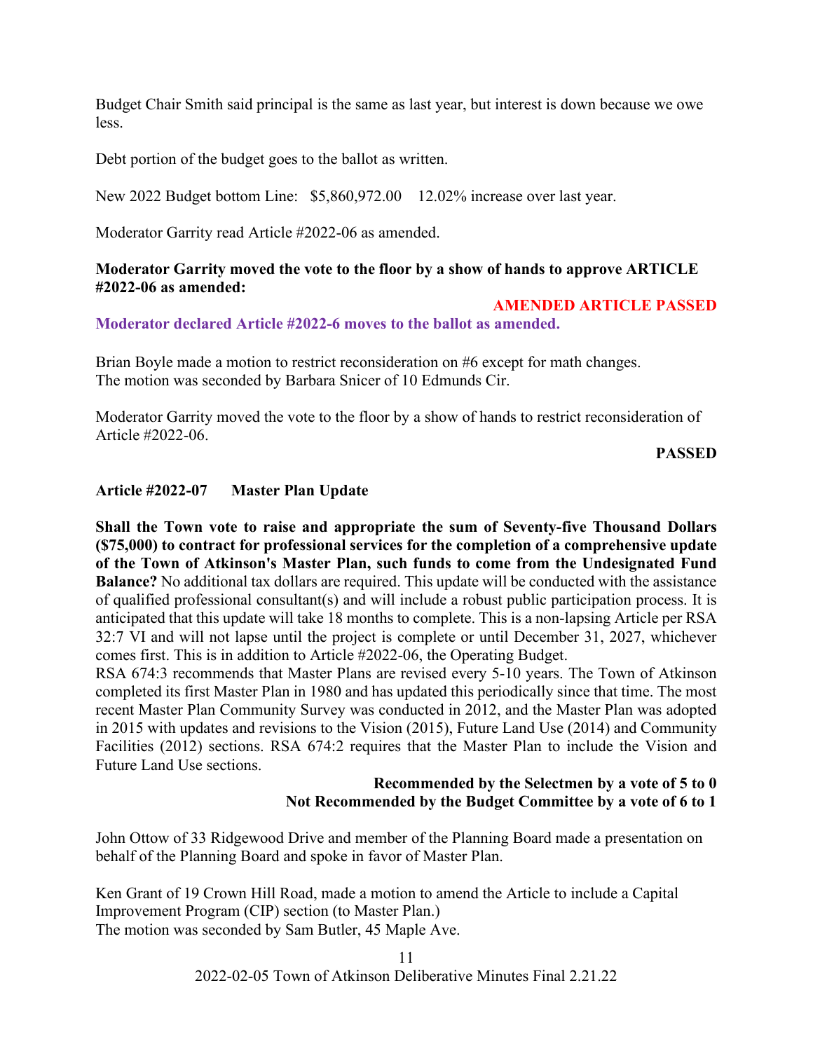Budget Chair Smith said principal is the same as last year, but interest is down because we owe less.

Debt portion of the budget goes to the ballot as written.

New 2022 Budget bottom Line: $5,860,972.00 12.02% increase over last year.

Moderator Garrity read Article #2022-06 as amended.

**Moderator Garrity moved the vote to the floor by a show of hands to approve ARTICLE #2022-06 as amended:**

**AMENDED ARTICLE PASSED**

**Moderator declared Article #2022-6 moves to the ballot as amended.**

Brian Boyle made a motion to restrict reconsideration on #6 except for math changes.
The motion was seconded by Barbara Snicer of 10 Edmunds Cir.

Moderator Garrity moved the vote to the floor by a show of hands to restrict reconsideration of Article #2022-06.

**PASSED**

**Article #2022-07 Master Plan Update**

**Shall the Town vote to raise and appropriate the sum of Seventy-five Thousand Dollars ($75,000) to contract for professional services for the completion of a comprehensive update of the Town of Atkinson's Master Plan, such funds to come from the Undesignated Fund Balance?** No additional tax dollars are required. This update will be conducted with the assistance of qualified professional consultant(s) and will include a robust public participation process. It is anticipated that this update will take 18 months to complete. This is a non-lapsing Article per RSA 32:7 VI and will not lapse until the project is complete or until December 31, 2027, whichever comes first. This is in addition to Article #2022-06, the Operating Budget.
RSA 674:3 recommends that Master Plans are revised every 5-10 years. The Town of Atkinson completed its first Master Plan in 1980 and has updated this periodically since that time. The most recent Master Plan Community Survey was conducted in 2012, and the Master Plan was adopted in 2015 with updates and revisions to the Vision (2015), Future Land Use (2014) and Community Facilities (2012) sections. RSA 674:2 requires that the Master Plan to include the Vision and Future Land Use sections.

**Recommended by the Selectmen by a vote of 5 to 0**
**Not Recommended by the Budget Committee by a vote of 6 to 1**

John Ottow of 33 Ridgewood Drive and member of the Planning Board made a presentation on behalf of the Planning Board and spoke in favor of Master Plan.

Ken Grant of 19 Crown Hill Road, made a motion to amend the Article to include a Capital Improvement Program (CIP) section (to Master Plan.)
The motion was seconded by Sam Butler, 45 Maple Ave.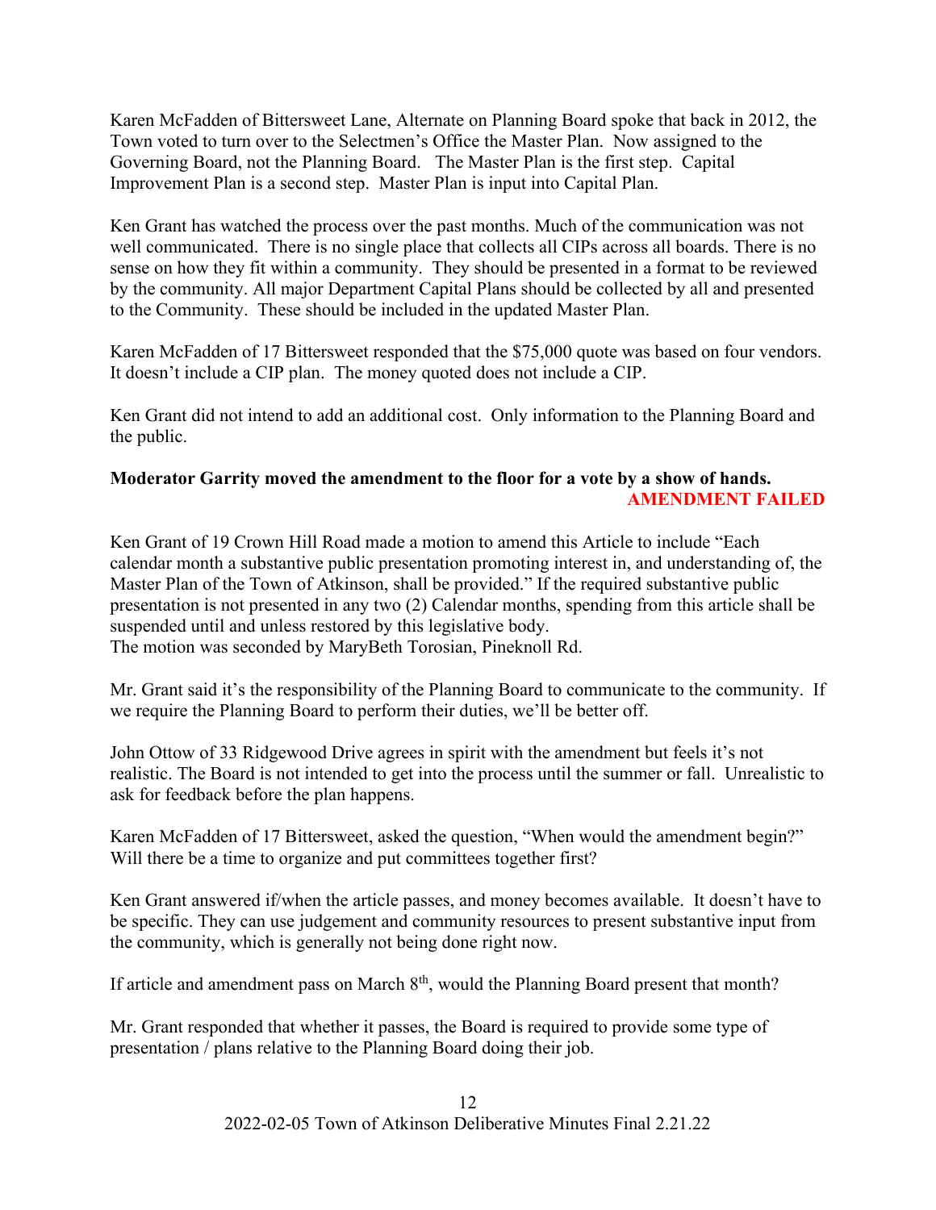Karen McFadden of Bittersweet Lane, Alternate on Planning Board spoke that back in 2012, the Town voted to turn over to the Selectmen's Office the Master Plan. Now assigned to the Governing Board, not the Planning Board. The Master Plan is the first step. Capital Improvement Plan is a second step. Master Plan is input into Capital Plan.

Ken Grant has watched the process over the past months. Much of the communication was not well communicated. There is no single place that collects all CIPs across all boards. There is no sense on how they fit within a community. They should be presented in a format to be reviewed by the community. All major Department Capital Plans should be collected by all and presented to the Community. These should be included in the updated Master Plan.

Karen McFadden of 17 Bittersweet responded that the $75,000 quote was based on four vendors. It doesn't include a CIP plan. The money quoted does not include a CIP.

Ken Grant did not intend to add an additional cost. Only information to the Planning Board and the public.

**Moderator Garrity moved the amendment to the floor for a vote by a show of hands.**
**AMENDMENT FAILED**

Ken Grant of 19 Crown Hill Road made a motion to amend this Article to include "Each calendar month a substantive public presentation promoting interest in, and understanding of, the Master Plan of the Town of Atkinson, shall be provided." If the required substantive public presentation is not presented in any two (2) Calendar months, spending from this article shall be suspended until and unless restored by this legislative body.
The motion was seconded by MaryBeth Torosian, Pineknoll Rd.

Mr. Grant said it's the responsibility of the Planning Board to communicate to the community. If we require the Planning Board to perform their duties, we'll be better off.

John Ottow of 33 Ridgewood Drive agrees in spirit with the amendment but feels it's not realistic. The Board is not intended to get into the process until the summer or fall. Unrealistic to ask for feedback before the plan happens.

Karen McFadden of 17 Bittersweet, asked the question, "When would the amendment begin?" Will there be a time to organize and put committees together first?

Ken Grant answered if/when the article passes, and money becomes available. It doesn't have to be specific. They can use judgement and community resources to present substantive input from the community, which is generally not being done right now.

If article and amendment pass on March 8th, would the Planning Board present that month?

Mr. Grant responded that whether it passes, the Board is required to provide some type of presentation / plans relative to the Planning Board doing their job.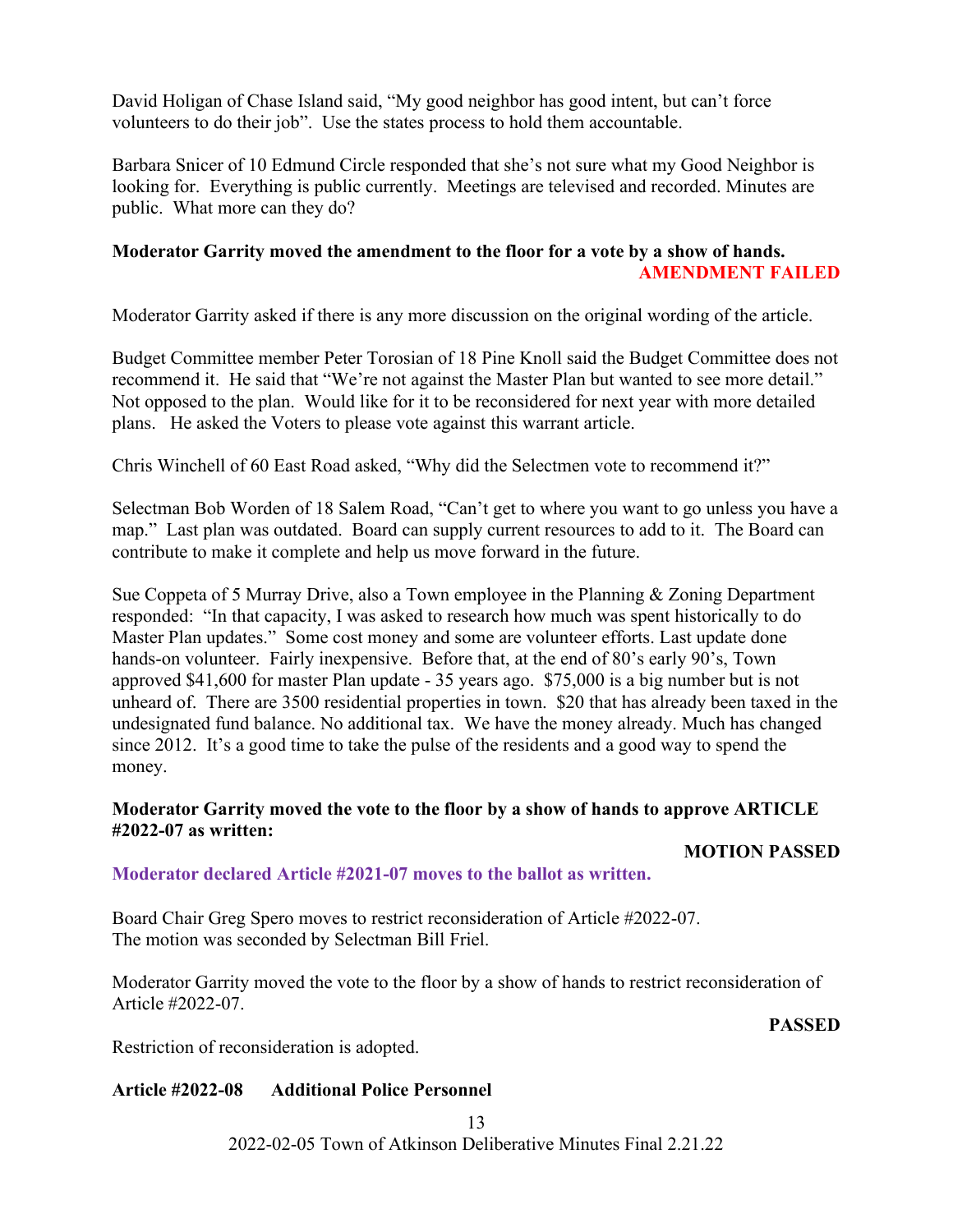David Holigan of Chase Island said, "My good neighbor has good intent, but can't force volunteers to do their job". Use the states process to hold them accountable.

Barbara Snicer of 10 Edmund Circle responded that she's not sure what my Good Neighbor is looking for. Everything is public currently. Meetings are televised and recorded. Minutes are public. What more can they do?

**Moderator Garrity moved the amendment to the floor for a vote by a show of hands.**

**AMENDMENT FAILED**

Moderator Garrity asked if there is any more discussion on the original wording of the article.

Budget Committee member Peter Torosian of 18 Pine Knoll said the Budget Committee does not recommend it. He said that "We're not against the Master Plan but wanted to see more detail." Not opposed to the plan. Would like for it to be reconsidered for next year with more detailed plans. He asked the Voters to please vote against this warrant article.

Chris Winchell of 60 East Road asked, "Why did the Selectmen vote to recommend it?"

Selectman Bob Worden of 18 Salem Road, "Can't get to where you want to go unless you have a map." Last plan was outdated. Board can supply current resources to add to it. The Board can contribute to make it complete and help us move forward in the future.

Sue Coppeta of 5 Murray Drive, also a Town employee in the Planning & Zoning Department responded: "In that capacity, I was asked to research how much was spent historically to do Master Plan updates." Some cost money and some are volunteer efforts. Last update done hands-on volunteer. Fairly inexpensive. Before that, at the end of 80's early 90's, Town approved $41,600 for master Plan update - 35 years ago. $75,000 is a big number but is not unheard of. There are 3500 residential properties in town. $20 that has already been taxed in the undesignated fund balance. No additional tax. We have the money already. Much has changed since 2012. It's a good time to take the pulse of the residents and a good way to spend the money.

**Moderator Garrity moved the vote to the floor by a show of hands to approve ARTICLE #2022-07 as written:**

**MOTION PASSED**

**Moderator declared Article #2021-07 moves to the ballot as written.**

Board Chair Greg Spero moves to restrict reconsideration of Article #2022-07.
The motion was seconded by Selectman Bill Friel.

Moderator Garrity moved the vote to the floor by a show of hands to restrict reconsideration of Article #2022-07.

**PASSED**

Restriction of reconsideration is adopted.

**Article #2022-08 Additional Police Personnel**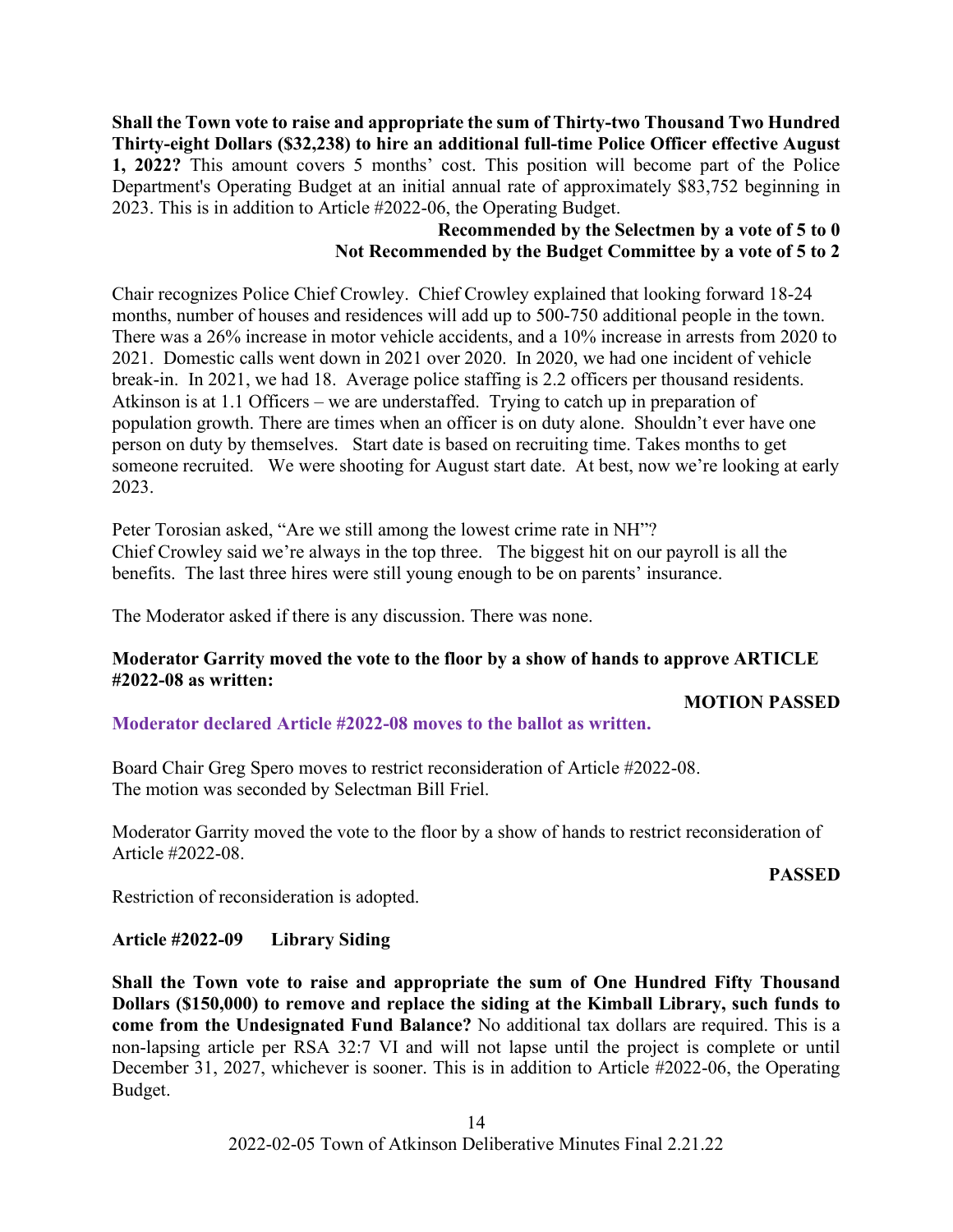**Shall the Town vote to raise and appropriate the sum of Thirty-two Thousand Two Hundred Thirty-eight Dollars ($32,238) to hire an additional full-time Police Officer effective August 1, 2022?** This amount covers 5 months' cost. This position will become part of the Police Department's Operating Budget at an initial annual rate of approximately $83,752 beginning in 2023. This is in addition to Article #2022-06, the Operating Budget.

**Recommended by the Selectmen by a vote of 5 to 0**
**Not Recommended by the Budget Committee by a vote of 5 to 2**

Chair recognizes Police Chief Crowley. Chief Crowley explained that looking forward 18-24 months, number of houses and residences will add up to 500-750 additional people in the town. There was a 26% increase in motor vehicle accidents, and a 10% increase in arrests from 2020 to 2021. Domestic calls went down in 2021 over 2020. In 2020, we had one incident of vehicle break-in. In 2021, we had 18. Average police staffing is 2.2 officers per thousand residents. Atkinson is at 1.1 Officers – we are understaffed. Trying to catch up in preparation of population growth. There are times when an officer is on duty alone. Shouldn't ever have one person on duty by themselves. Start date is based on recruiting time. Takes months to get someone recruited. We were shooting for August start date. At best, now we're looking at early 2023.

Peter Torosian asked, "Are we still among the lowest crime rate in NH"?
Chief Crowley said we're always in the top three. The biggest hit on our payroll is all the benefits. The last three hires were still young enough to be on parents' insurance.

The Moderator asked if there is any discussion. There was none.

**Moderator Garrity moved the vote to the floor by a show of hands to approve ARTICLE #2022-08 as written:**

**MOTION PASSED**

**Moderator declared Article #2022-08 moves to the ballot as written.**

Board Chair Greg Spero moves to restrict reconsideration of Article #2022-08.
The motion was seconded by Selectman Bill Friel.

Moderator Garrity moved the vote to the floor by a show of hands to restrict reconsideration of Article #2022-08.

**PASSED**

Restriction of reconsideration is adopted.

**Article #2022-09 Library Siding**

**Shall the Town vote to raise and appropriate the sum of One Hundred Fifty Thousand Dollars ($150,000) to remove and replace the siding at the Kimball Library, such funds to come from the Undesignated Fund Balance?** No additional tax dollars are required. This is a non-lapsing article per RSA 32:7 VI and will not lapse until the project is complete or until December 31, 2027, whichever is sooner. This is in addition to Article #2022-06, the Operating Budget.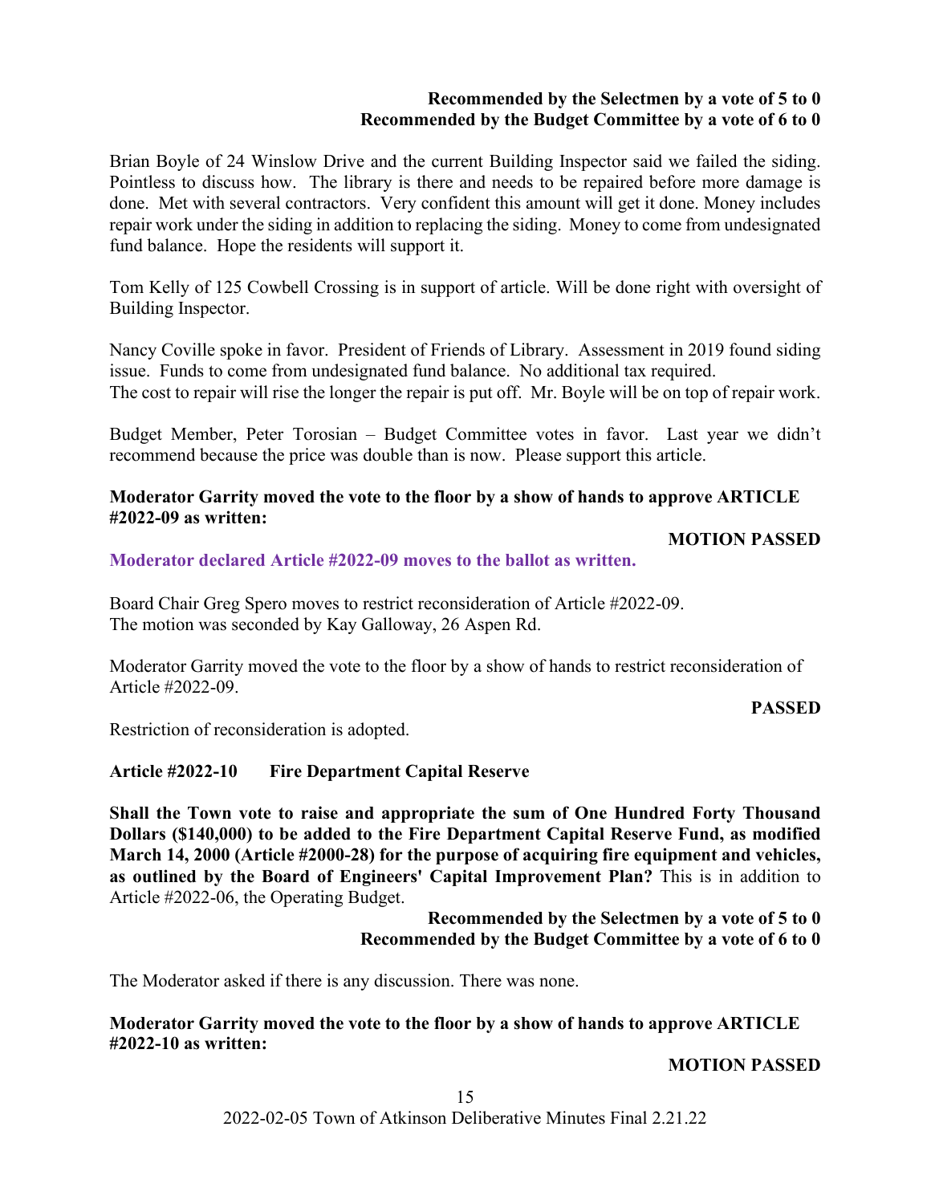**Recommended by the Selectmen by a vote of 5 to 0**
**Recommended by the Budget Committee by a vote of 6 to 0**

Brian Boyle of 24 Winslow Drive and the current Building Inspector said we failed the siding. Pointless to discuss how. The library is there and needs to be repaired before more damage is done. Met with several contractors. Very confident this amount will get it done. Money includes repair work under the siding in addition to replacing the siding. Money to come from undesignated fund balance. Hope the residents will support it.

Tom Kelly of 125 Cowbell Crossing is in support of article. Will be done right with oversight of Building Inspector.

Nancy Coville spoke in favor. President of Friends of Library. Assessment in 2019 found siding issue. Funds to come from undesignated fund balance. No additional tax required.
The cost to repair will rise the longer the repair is put off. Mr. Boyle will be on top of repair work.

Budget Member, Peter Torosian – Budget Committee votes in favor. Last year we didn't recommend because the price was double than is now. Please support this article.

**Moderator Garrity moved the vote to the floor by a show of hands to approve ARTICLE #2022-09 as written:**

**MOTION PASSED**

**Moderator declared Article #2022-09 moves to the ballot as written.**

Board Chair Greg Spero moves to restrict reconsideration of Article #2022-09.
The motion was seconded by Kay Galloway, 26 Aspen Rd.

Moderator Garrity moved the vote to the floor by a show of hands to restrict reconsideration of Article #2022-09.

**PASSED**

Restriction of reconsideration is adopted.

**Article #2022-10 Fire Department Capital Reserve**

**Shall the Town vote to raise and appropriate the sum of One Hundred Forty Thousand Dollars ($140,000) to be added to the Fire Department Capital Reserve Fund, as modified March 14, 2000 (Article #2000-28) for the purpose of acquiring fire equipment and vehicles, as outlined by the Board of Engineers' Capital Improvement Plan?** This is in addition to Article #2022-06, the Operating Budget.

**Recommended by the Selectmen by a vote of 5 to 0**
**Recommended by the Budget Committee by a vote of 6 to 0**

The Moderator asked if there is any discussion. There was none.

**Moderator Garrity moved the vote to the floor by a show of hands to approve ARTICLE #2022-10 as written:**

**MOTION PASSED**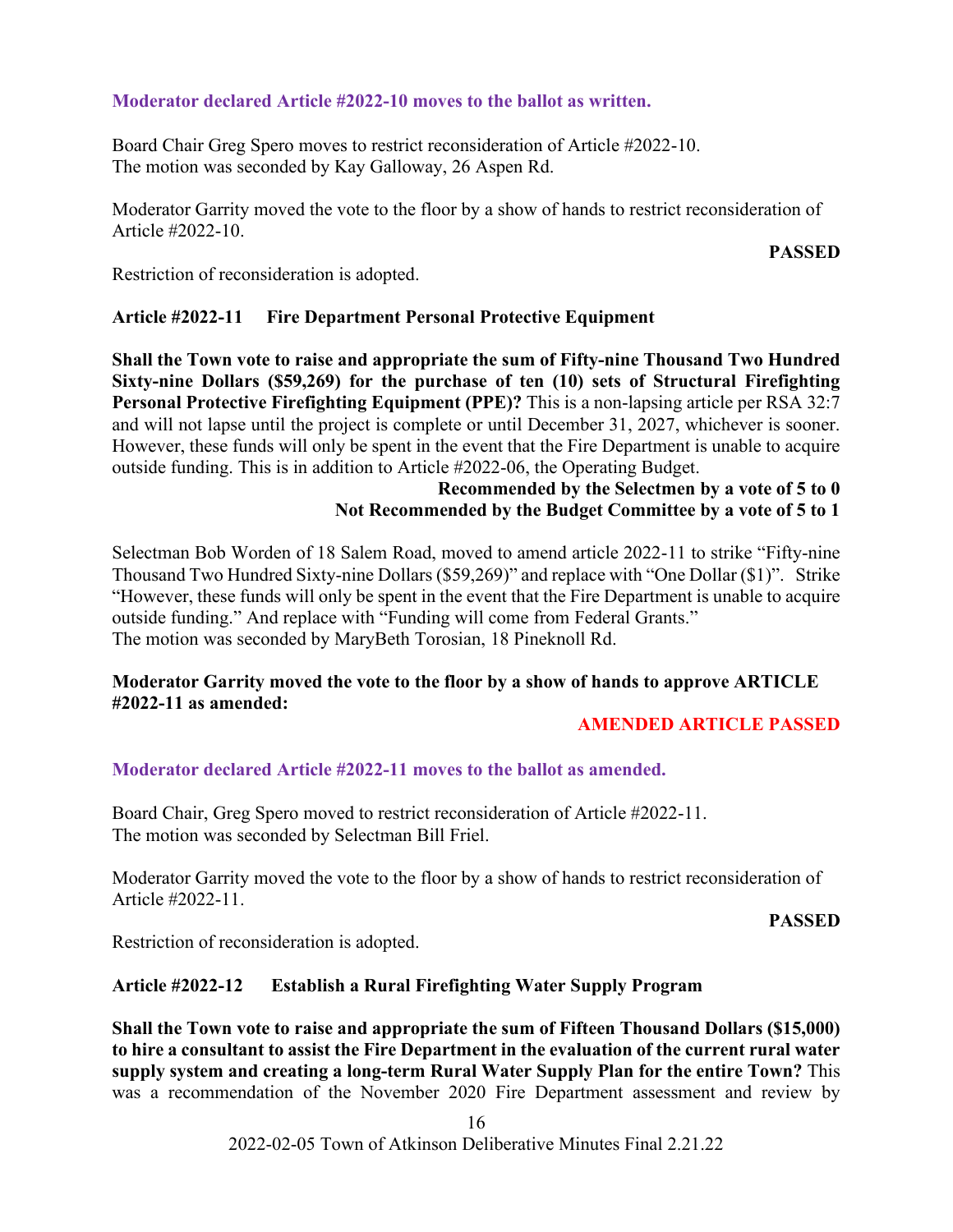**Moderator declared Article #2022-10 moves to the ballot as written.**

Board Chair Greg Spero moves to restrict reconsideration of Article #2022-10.
The motion was seconded by Kay Galloway, 26 Aspen Rd.

Moderator Garrity moved the vote to the floor by a show of hands to restrict reconsideration of Article #2022-10.

**PASSED**

Restriction of reconsideration is adopted.

**Article #2022-11 Fire Department Personal Protective Equipment**

**Shall the Town vote to raise and appropriate the sum of Fifty-nine Thousand Two Hundred Sixty-nine Dollars ($59,269) for the purchase of ten (10) sets of Structural Firefighting Personal Protective Firefighting Equipment (PPE)?** This is a non-lapsing article per RSA 32:7 and will not lapse until the project is complete or until December 31, 2027, whichever is sooner. However, these funds will only be spent in the event that the Fire Department is unable to acquire outside funding. This is in addition to Article #2022-06, the Operating Budget.

**Recommended by the Selectmen by a vote of 5 to 0**
**Not Recommended by the Budget Committee by a vote of 5 to 1**

Selectman Bob Worden of 18 Salem Road, moved to amend article 2022-11 to strike "Fifty-nine Thousand Two Hundred Sixty-nine Dollars ($59,269)" and replace with "One Dollar ($1)". Strike "However, these funds will only be spent in the event that the Fire Department is unable to acquire outside funding." And replace with "Funding will come from Federal Grants."
The motion was seconded by MaryBeth Torosian, 18 Pineknoll Rd.

**Moderator Garrity moved the vote to the floor by a show of hands to approve ARTICLE #2022-11 as amended:**

**AMENDED ARTICLE PASSED**

**Moderator declared Article #2022-11 moves to the ballot as amended.**

Board Chair, Greg Spero moved to restrict reconsideration of Article #2022-11.
The motion was seconded by Selectman Bill Friel.

Moderator Garrity moved the vote to the floor by a show of hands to restrict reconsideration of Article #2022-11.

**PASSED**

Restriction of reconsideration is adopted.

**Article #2022-12 Establish a Rural Firefighting Water Supply Program**

**Shall the Town vote to raise and appropriate the sum of Fifteen Thousand Dollars ($15,000) to hire a consultant to assist the Fire Department in the evaluation of the current rural water supply system and creating a long-term Rural Water Supply Plan for the entire Town?** This was a recommendation of the November 2020 Fire Department assessment and review by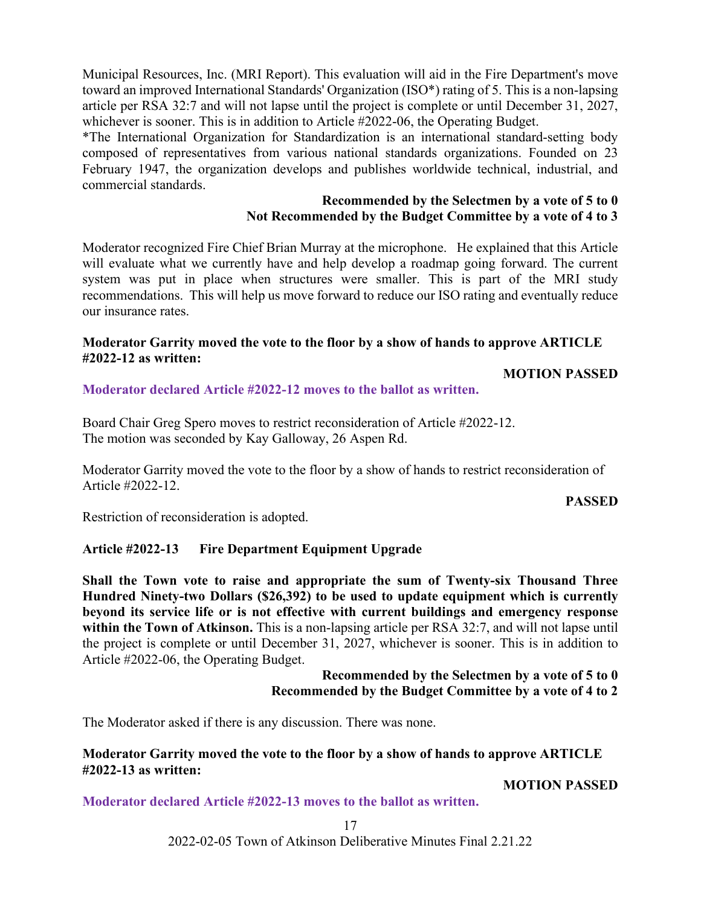Municipal Resources, Inc. (MRI Report). This evaluation will aid in the Fire Department's move toward an improved International Standards' Organization (ISO*) rating of 5. This is a non-lapsing article per RSA 32:7 and will not lapse until the project is complete or until December 31, 2027, whichever is sooner. This is in addition to Article #2022-06, the Operating Budget.

*The International Organization for Standardization is an international standard-setting body composed of representatives from various national standards organizations. Founded on 23 February 1947, the organization develops and publishes worldwide technical, industrial, and commercial standards.

**Recommended by the Selectmen by a vote of 5 to 0**
**Not Recommended by the Budget Committee by a vote of 4 to 3**

Moderator recognized Fire Chief Brian Murray at the microphone. He explained that this Article will evaluate what we currently have and help develop a roadmap going forward. The current system was put in place when structures were smaller. This is part of the MRI study recommendations. This will help us move forward to reduce our ISO rating and eventually reduce our insurance rates.

**Moderator Garrity moved the vote to the floor by a show of hands to approve ARTICLE #2022-12 as written:**

**MOTION PASSED**

**Moderator declared Article #2022-12 moves to the ballot as written.**

Board Chair Greg Spero moves to restrict reconsideration of Article #2022-12.
The motion was seconded by Kay Galloway, 26 Aspen Rd.

Moderator Garrity moved the vote to the floor by a show of hands to restrict reconsideration of Article #2022-12.

**PASSED**

Restriction of reconsideration is adopted.

### Article #2022-13 Fire Department Equipment Upgrade

**Shall the Town vote to raise and appropriate the sum of Twenty-six Thousand Three Hundred Ninety-two Dollars ($26,392) to be used to update equipment which is currently beyond its service life or is not effective with current buildings and emergency response within the Town of Atkinson.** This is a non-lapsing article per RSA 32:7, and will not lapse until the project is complete or until December 31, 2027, whichever is sooner. This is in addition to Article #2022-06, the Operating Budget.

**Recommended by the Selectmen by a vote of 5 to 0**
**Recommended by the Budget Committee by a vote of 4 to 2**

The Moderator asked if there is any discussion. There was none.

**Moderator Garrity moved the vote to the floor by a show of hands to approve ARTICLE #2022-13 as written:**

**MOTION PASSED**

**Moderator declared Article #2022-13 moves to the ballot as written.**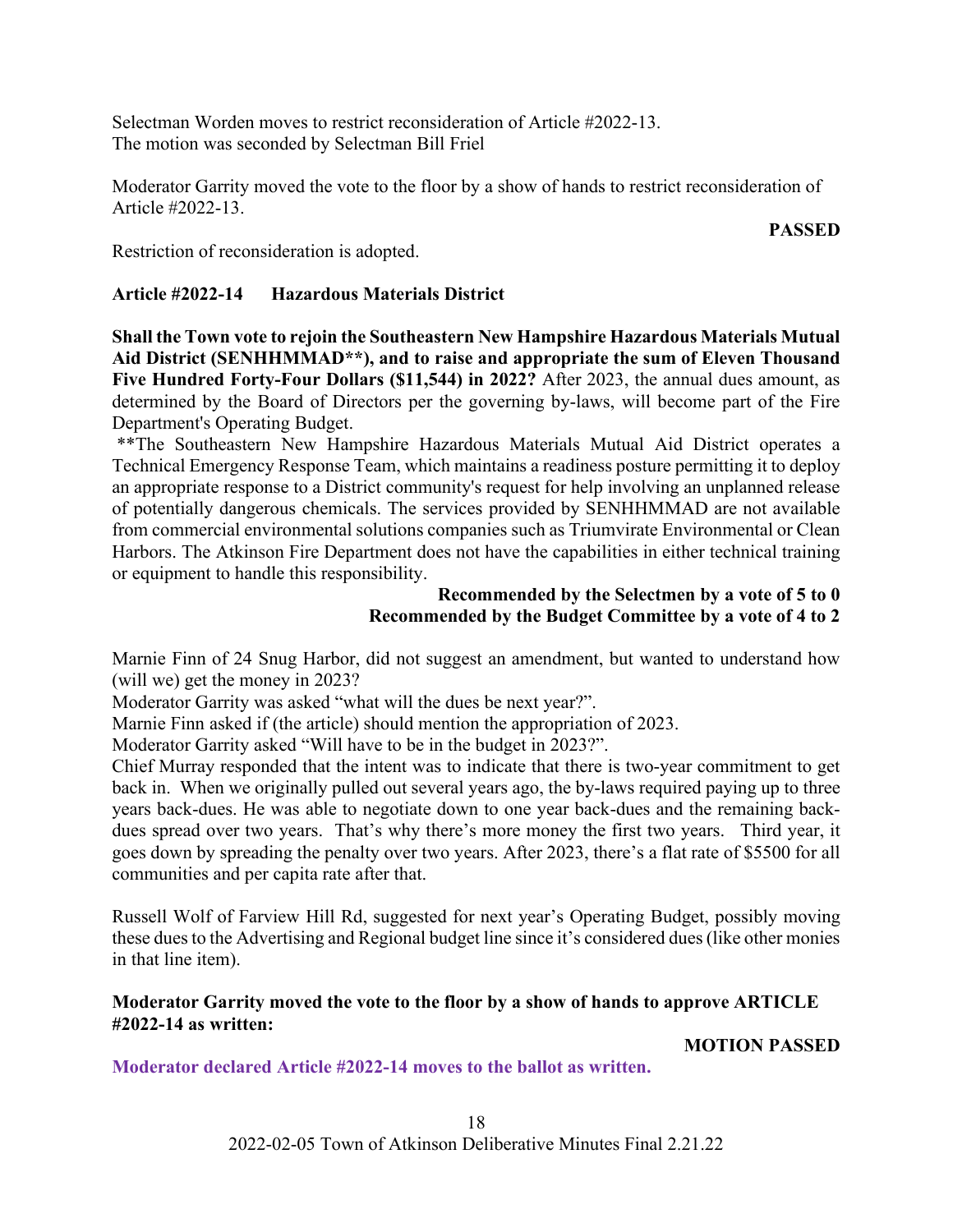Selectman Worden moves to restrict reconsideration of Article #2022-13.
The motion was seconded by Selectman Bill Friel

Moderator Garrity moved the vote to the floor by a show of hands to restrict reconsideration of Article #2022-13.

**PASSED**

Restriction of reconsideration is adopted.

## Article #2022-14 Hazardous Materials District

**Shall the Town vote to rejoin the Southeastern New Hampshire Hazardous Materials Mutual Aid District (SENHHMMAD\*\*), and to raise and appropriate the sum of Eleven Thousand Five Hundred Forty-Four Dollars ($11,544) in 2022?** After 2023, the annual dues amount, as determined by the Board of Directors per the governing by-laws, will become part of the Fire Department's Operating Budget.

\*\*The Southeastern New Hampshire Hazardous Materials Mutual Aid District operates a Technical Emergency Response Team, which maintains a readiness posture permitting it to deploy an appropriate response to a District community's request for help involving an unplanned release of potentially dangerous chemicals. The services provided by SENHHMMAD are not available from commercial environmental solutions companies such as Triumvirate Environmental or Clean Harbors. The Atkinson Fire Department does not have the capabilities in either technical training or equipment to handle this responsibility.

**Recommended by the Selectmen by a vote of 5 to 0**
**Recommended by the Budget Committee by a vote of 4 to 2**

Marnie Finn of 24 Snug Harbor, did not suggest an amendment, but wanted to understand how (will we) get the money in 2023?
Moderator Garrity was asked "what will the dues be next year?".
Marnie Finn asked if (the article) should mention the appropriation of 2023.
Moderator Garrity asked "Will have to be in the budget in 2023?".
Chief Murray responded that the intent was to indicate that there is two-year commitment to get back in. When we originally pulled out several years ago, the by-laws required paying up to three years back-dues. He was able to negotiate down to one year back-dues and the remaining back-dues spread over two years. That's why there's more money the first two years. Third year, it goes down by spreading the penalty over two years. After 2023, there's a flat rate of $5500 for all communities and per capita rate after that.

Russell Wolf of Farview Hill Rd, suggested for next year's Operating Budget, possibly moving these dues to the Advertising and Regional budget line since it's considered dues (like other monies in that line item).

**Moderator Garrity moved the vote to the floor by a show of hands to approve ARTICLE #2022-14 as written:**

**MOTION PASSED**

**Moderator declared Article #2022-14 moves to the ballot as written.**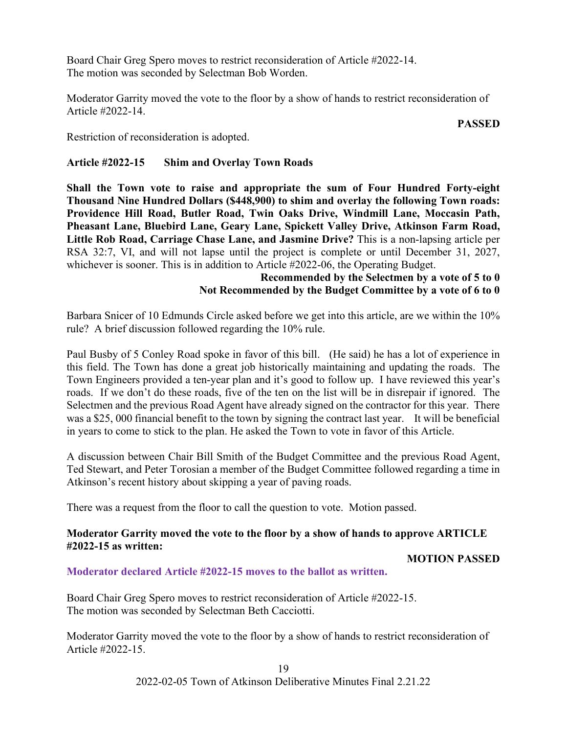Board Chair Greg Spero moves to restrict reconsideration of Article #2022-14.
The motion was seconded by Selectman Bob Worden.

Moderator Garrity moved the vote to the floor by a show of hands to restrict reconsideration of Article #2022-14.

**PASSED**

Restriction of reconsideration is adopted.

**Article #2022-15 Shim and Overlay Town Roads**

**Shall the Town vote to raise and appropriate the sum of Four Hundred Forty-eight Thousand Nine Hundred Dollars ($448,900) to shim and overlay the following Town roads: Providence Hill Road, Butler Road, Twin Oaks Drive, Windmill Lane, Moccasin Path, Pheasant Lane, Bluebird Lane, Geary Lane, Spickett Valley Drive, Atkinson Farm Road, Little Rob Road, Carriage Chase Lane, and Jasmine Drive?** This is a non-lapsing article per RSA 32:7, VI, and will not lapse until the project is complete or until December 31, 2027, whichever is sooner. This is in addition to Article #2022-06, the Operating Budget.

**Recommended by the Selectmen by a vote of 5 to 0**
**Not Recommended by the Budget Committee by a vote of 6 to 0**

Barbara Snicer of 10 Edmunds Circle asked before we get into this article, are we within the 10% rule? A brief discussion followed regarding the 10% rule.

Paul Busby of 5 Conley Road spoke in favor of this bill. (He said) he has a lot of experience in this field. The Town has done a great job historically maintaining and updating the roads. The Town Engineers provided a ten-year plan and it's good to follow up. I have reviewed this year's roads. If we don't do these roads, five of the ten on the list will be in disrepair if ignored. The Selectmen and the previous Road Agent have already signed on the contractor for this year. There was a $25, 000 financial benefit to the town by signing the contract last year. It will be beneficial in years to come to stick to the plan. He asked the Town to vote in favor of this Article.

A discussion between Chair Bill Smith of the Budget Committee and the previous Road Agent, Ted Stewart, and Peter Torosian a member of the Budget Committee followed regarding a time in Atkinson's recent history about skipping a year of paving roads.

There was a request from the floor to call the question to vote. Motion passed.

**Moderator Garrity moved the vote to the floor by a show of hands to approve ARTICLE #2022-15 as written:**

**MOTION PASSED**

**Moderator declared Article #2022-15 moves to the ballot as written.**

Board Chair Greg Spero moves to restrict reconsideration of Article #2022-15.
The motion was seconded by Selectman Beth Cacciotti.

Moderator Garrity moved the vote to the floor by a show of hands to restrict reconsideration of Article #2022-15.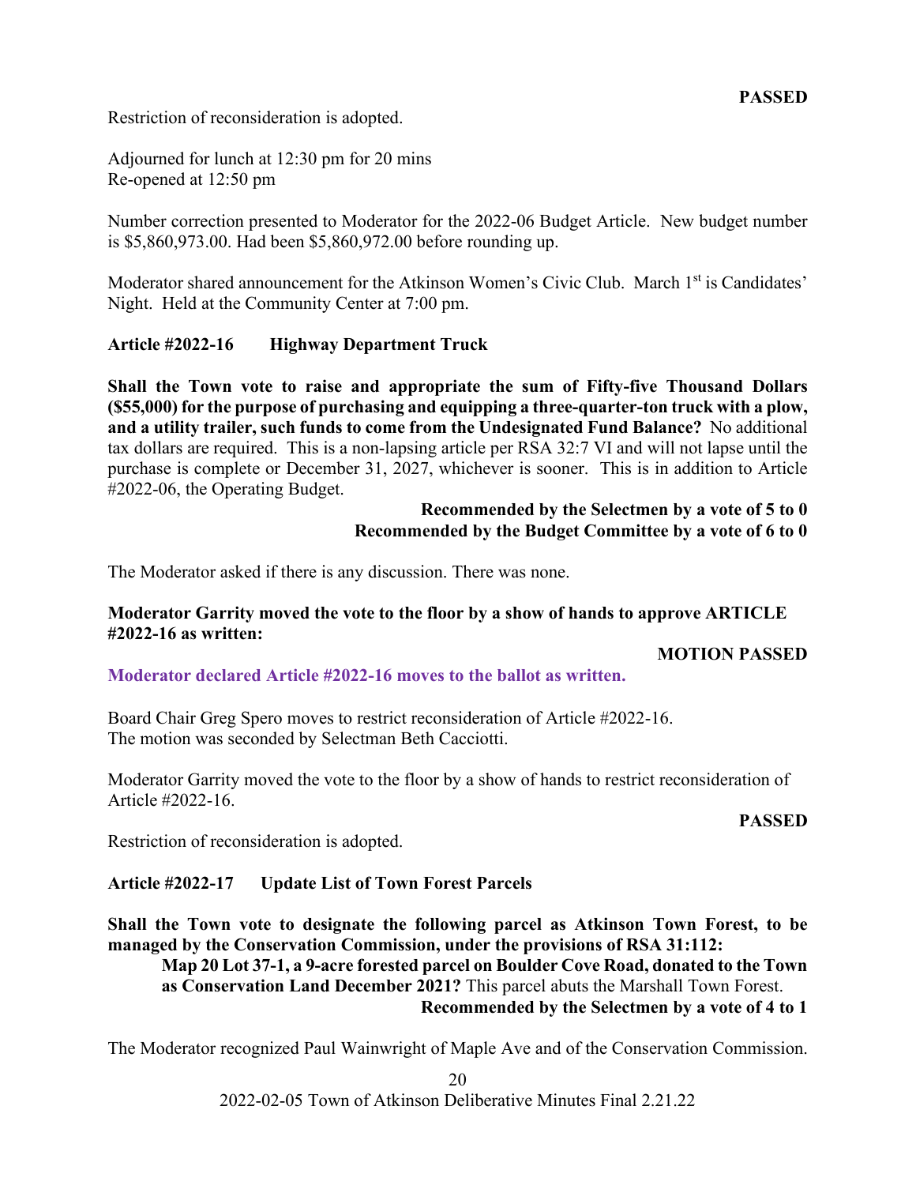**PASSED**

Restriction of reconsideration is adopted.

Adjourned for lunch at 12:30 pm for 20 mins
Re-opened at 12:50 pm

Number correction presented to Moderator for the 2022-06 Budget Article. New budget number is $5,860,973.00. Had been $5,860,972.00 before rounding up.

Moderator shared announcement for the Atkinson Women's Civic Club. March 1st is Candidates' Night. Held at the Community Center at 7:00 pm.

**Article #2022-16 Highway Department Truck**

**Shall the Town vote to raise and appropriate the sum of Fifty-five Thousand Dollars ($55,000) for the purpose of purchasing and equipping a three-quarter-ton truck with a plow, and a utility trailer, such funds to come from the Undesignated Fund Balance?** No additional tax dollars are required. This is a non-lapsing article per RSA 32:7 VI and will not lapse until the purchase is complete or December 31, 2027, whichever is sooner. This is in addition to Article #2022-06, the Operating Budget.

**Recommended by the Selectmen by a vote of 5 to 0**
**Recommended by the Budget Committee by a vote of 6 to 0**

The Moderator asked if there is any discussion. There was none.

**Moderator Garrity moved the vote to the floor by a show of hands to approve ARTICLE #2022-16 as written:**

**MOTION PASSED**

**Moderator declared Article #2022-16 moves to the ballot as written.**

Board Chair Greg Spero moves to restrict reconsideration of Article #2022-16.
The motion was seconded by Selectman Beth Cacciotti.

Moderator Garrity moved the vote to the floor by a show of hands to restrict reconsideration of Article #2022-16.

**PASSED**

Restriction of reconsideration is adopted.

**Article #2022-17 Update List of Town Forest Parcels**

**Shall the Town vote to designate the following parcel as Atkinson Town Forest, to be managed by the Conservation Commission, under the provisions of RSA 31:112:**

**Map 20 Lot 37-1, a 9-acre forested parcel on Boulder Cove Road, donated to the Town as Conservation Land December 2021?** This parcel abuts the Marshall Town Forest.

**Recommended by the Selectmen by a vote of 4 to 1**

The Moderator recognized Paul Wainwright of Maple Ave and of the Conservation Commission.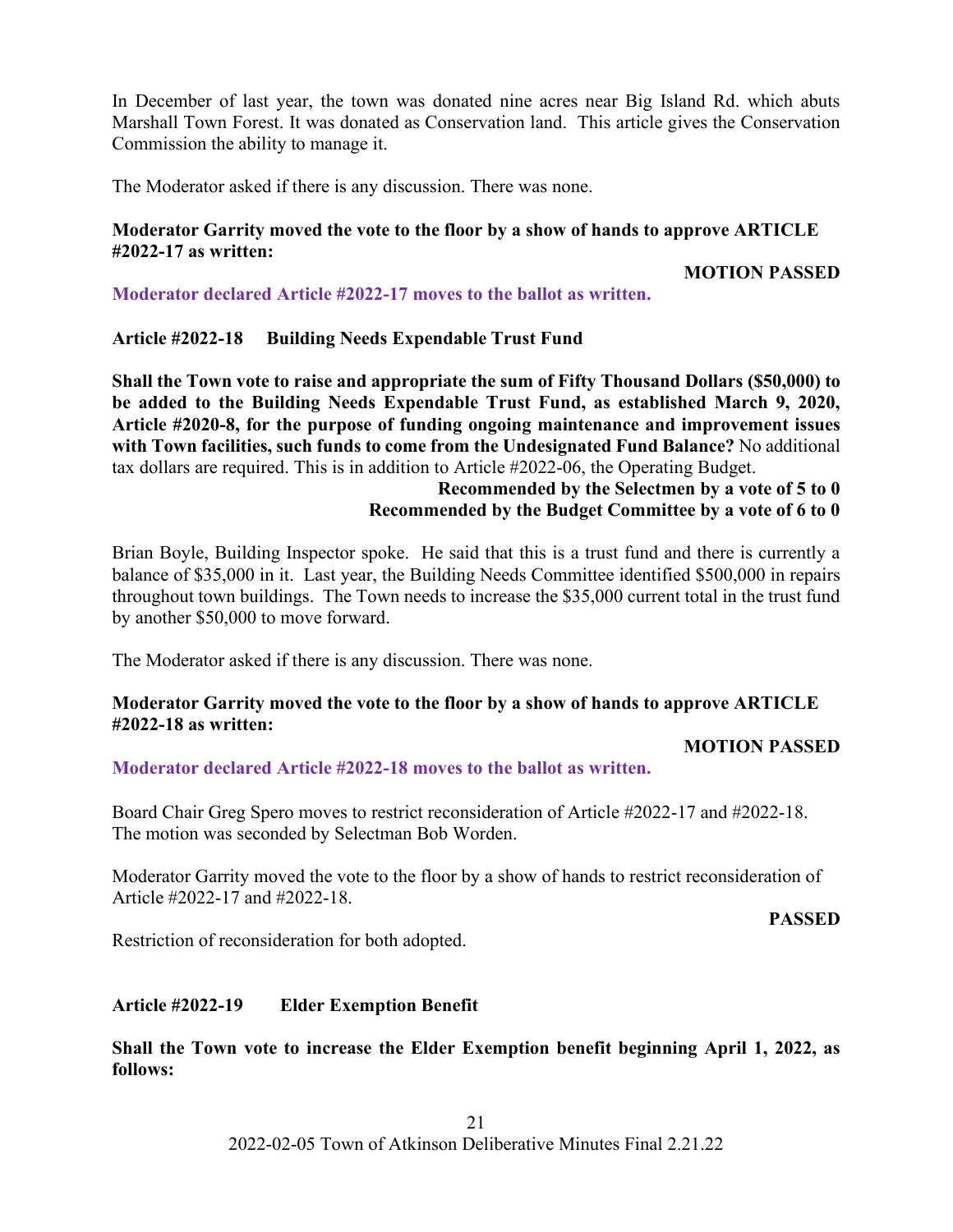In December of last year, the town was donated nine acres near Big Island Rd. which abuts Marshall Town Forest. It was donated as Conservation land. This article gives the Conservation Commission the ability to manage it.

The Moderator asked if there is any discussion. There was none.

**Moderator Garrity moved the vote to the floor by a show of hands to approve ARTICLE #2022-17 as written:**

**MOTION PASSED**

**Moderator declared Article #2022-17 moves to the ballot as written.**

**Article #2022-18 Building Needs Expendable Trust Fund**

**Shall the Town vote to raise and appropriate the sum of Fifty Thousand Dollars ($50,000) to be added to the Building Needs Expendable Trust Fund, as established March 9, 2020, Article #2020-8, for the purpose of funding ongoing maintenance and improvement issues with Town facilities, such funds to come from the Undesignated Fund Balance?** No additional tax dollars are required. This is in addition to Article #2022-06, the Operating Budget.

**Recommended by the Selectmen by a vote of 5 to 0**
**Recommended by the Budget Committee by a vote of 6 to 0**

Brian Boyle, Building Inspector spoke. He said that this is a trust fund and there is currently a balance of $35,000 in it. Last year, the Building Needs Committee identified $500,000 in repairs throughout town buildings. The Town needs to increase the $35,000 current total in the trust fund by another $50,000 to move forward.

The Moderator asked if there is any discussion. There was none.

**Moderator Garrity moved the vote to the floor by a show of hands to approve ARTICLE #2022-18 as written:**

**MOTION PASSED**

**Moderator declared Article #2022-18 moves to the ballot as written.**

Board Chair Greg Spero moves to restrict reconsideration of Article #2022-17 and #2022-18. The motion was seconded by Selectman Bob Worden.

Moderator Garrity moved the vote to the floor by a show of hands to restrict reconsideration of Article #2022-17 and #2022-18.

**PASSED**

Restriction of reconsideration for both adopted.

**Article #2022-19 Elder Exemption Benefit**

**Shall the Town vote to increase the Elder Exemption benefit beginning April 1, 2022, as follows:**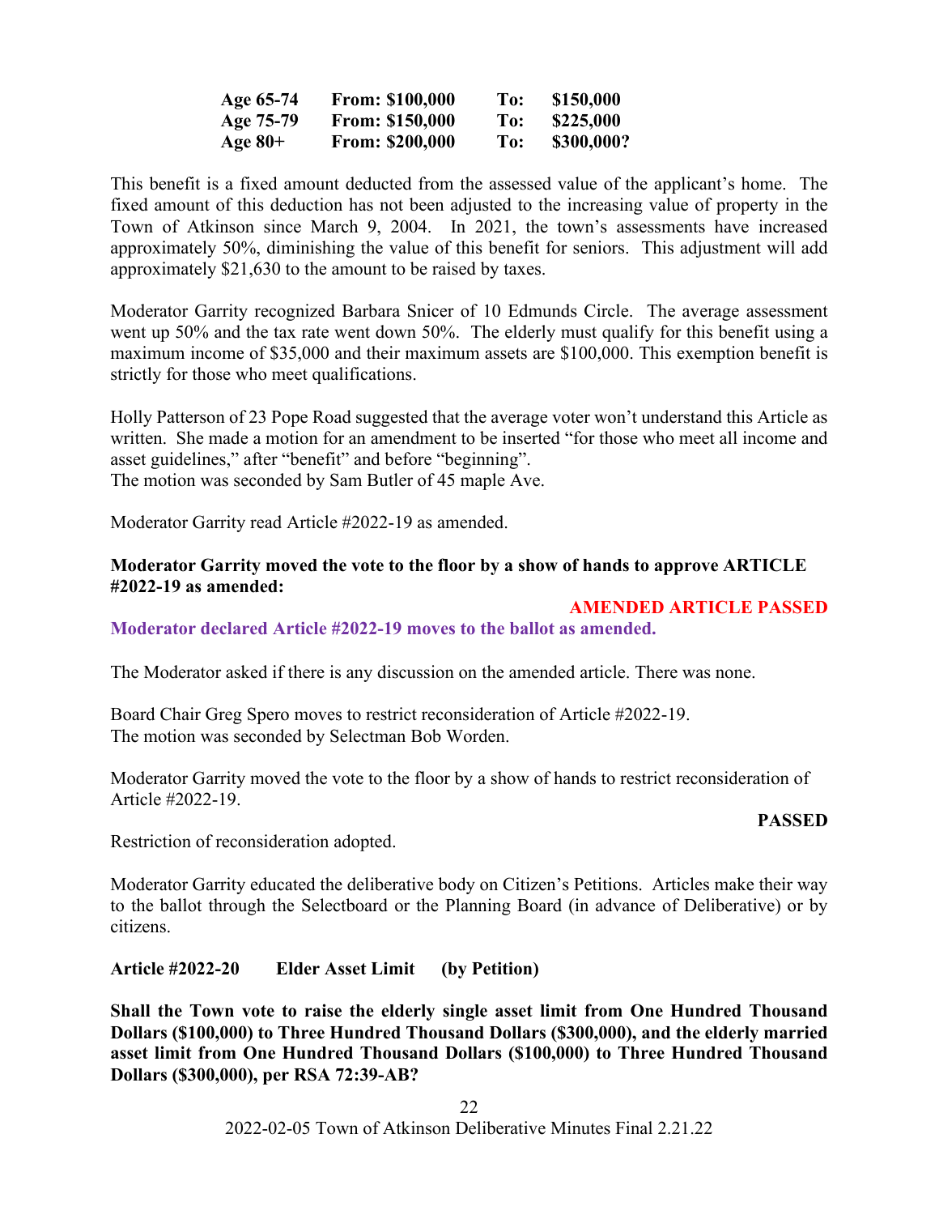| | | | |
|---|---|---|---|
| **Age 65-74** | **From: $100,000** | **To:** | **$150,000** |
| **Age 75-79** | **From: $150,000** | **To:** | **$225,000** |
| **Age 80+** | **From: $200,000** | **To:** | **$300,000?** |

This benefit is a fixed amount deducted from the assessed value of the applicant's home. The fixed amount of this deduction has not been adjusted to the increasing value of property in the Town of Atkinson since March 9, 2004. In 2021, the town's assessments have increased approximately 50%, diminishing the value of this benefit for seniors. This adjustment will add approximately $21,630 to the amount to be raised by taxes.

Moderator Garrity recognized Barbara Snicer of 10 Edmunds Circle. The average assessment went up 50% and the tax rate went down 50%. The elderly must qualify for this benefit using a maximum income of $35,000 and their maximum assets are $100,000. This exemption benefit is strictly for those who meet qualifications.

Holly Patterson of 23 Pope Road suggested that the average voter won't understand this Article as written. She made a motion for an amendment to be inserted "for those who meet all income and asset guidelines," after "benefit" and before "beginning".
The motion was seconded by Sam Butler of 45 maple Ave.

Moderator Garrity read Article #2022-19 as amended.

**Moderator Garrity moved the vote to the floor by a show of hands to approve ARTICLE #2022-19 as amended:**

**AMENDED ARTICLE PASSED**

**Moderator declared Article #2022-19 moves to the ballot as amended.**

The Moderator asked if there is any discussion on the amended article. There was none.

Board Chair Greg Spero moves to restrict reconsideration of Article #2022-19.
The motion was seconded by Selectman Bob Worden.

Moderator Garrity moved the vote to the floor by a show of hands to restrict reconsideration of Article #2022-19.

**PASSED**

Restriction of reconsideration adopted.

Moderator Garrity educated the deliberative body on Citizen's Petitions. Articles make their way to the ballot through the Selectboard or the Planning Board (in advance of Deliberative) or by citizens.

**Article #2022-20 Elder Asset Limit (by Petition)**

**Shall the Town vote to raise the elderly single asset limit from One Hundred Thousand Dollars ($100,000) to Three Hundred Thousand Dollars ($300,000), and the elderly married asset limit from One Hundred Thousand Dollars ($100,000) to Three Hundred Thousand Dollars ($300,000), per RSA 72:39-AB?**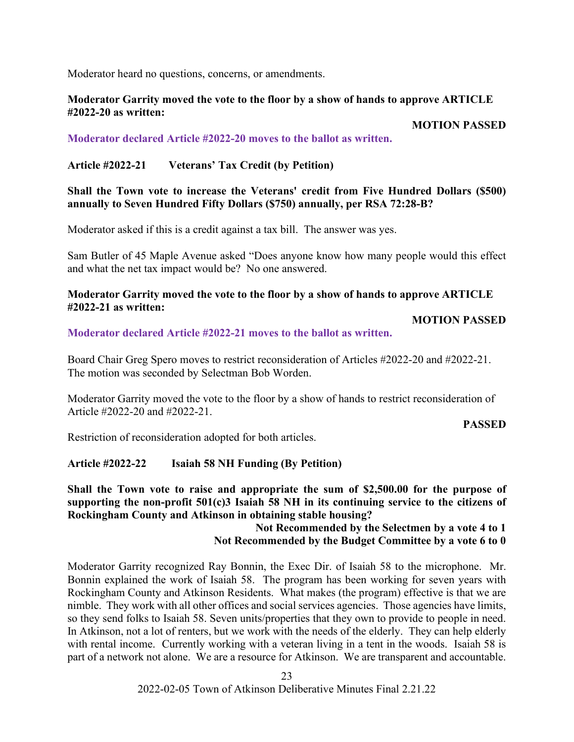Moderator heard no questions, concerns, or amendments.

**Moderator Garrity moved the vote to the floor by a show of hands to approve ARTICLE #2022-20 as written:**

**MOTION PASSED**

**Moderator declared Article #2022-20 moves to the ballot as written.**

**Article #2022-21 Veterans' Tax Credit (by Petition)**

**Shall the Town vote to increase the Veterans' credit from Five Hundred Dollars ($500) annually to Seven Hundred Fifty Dollars ($750) annually, per RSA 72:28-B?**

Moderator asked if this is a credit against a tax bill. The answer was yes.

Sam Butler of 45 Maple Avenue asked "Does anyone know how many people would this effect and what the net tax impact would be? No one answered.

**Moderator Garrity moved the vote to the floor by a show of hands to approve ARTICLE #2022-21 as written:**

**MOTION PASSED**

**Moderator declared Article #2022-21 moves to the ballot as written.**

Board Chair Greg Spero moves to restrict reconsideration of Articles #2022-20 and #2022-21. The motion was seconded by Selectman Bob Worden.

Moderator Garrity moved the vote to the floor by a show of hands to restrict reconsideration of Article #2022-20 and #2022-21.

**PASSED**

Restriction of reconsideration adopted for both articles.

**Article #2022-22 Isaiah 58 NH Funding (By Petition)**

**Shall the Town vote to raise and appropriate the sum of $2,500.00 for the purpose of supporting the non-profit 501(c)3 Isaiah 58 NH in its continuing service to the citizens of Rockingham County and Atkinson in obtaining stable housing?**

**Not Recommended by the Selectmen by a vote 4 to 1**
**Not Recommended by the Budget Committee by a vote 6 to 0**

Moderator Garrity recognized Ray Bonnin, the Exec Dir. of Isaiah 58 to the microphone. Mr. Bonnin explained the work of Isaiah 58. The program has been working for seven years with Rockingham County and Atkinson Residents. What makes (the program) effective is that we are nimble. They work with all other offices and social services agencies. Those agencies have limits, so they send folks to Isaiah 58. Seven units/properties that they own to provide to people in need. In Atkinson, not a lot of renters, but we work with the needs of the elderly. They can help elderly with rental income. Currently working with a veteran living in a tent in the woods. Isaiah 58 is part of a network not alone. We are a resource for Atkinson. We are transparent and accountable.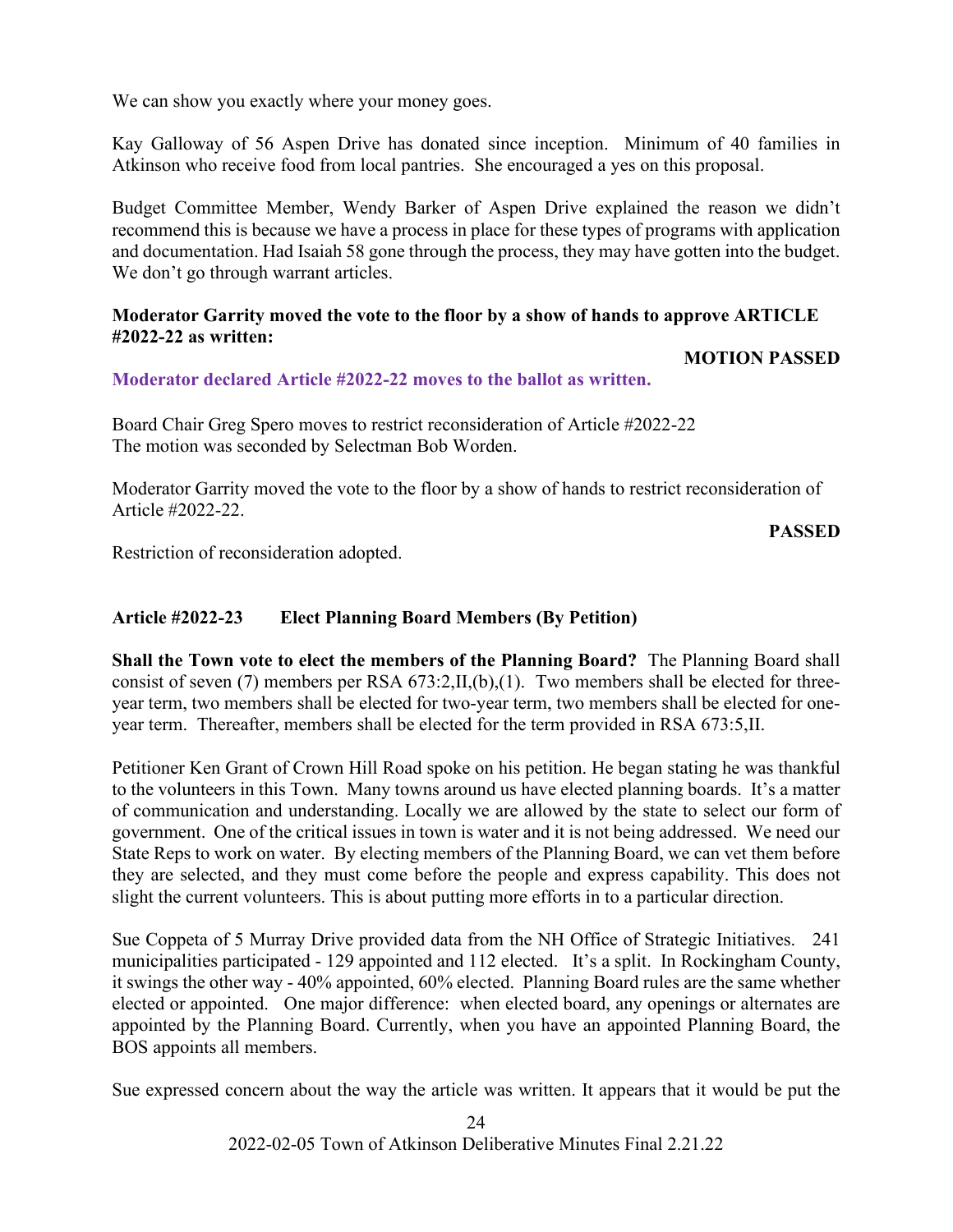We can show you exactly where your money goes.

Kay Galloway of 56 Aspen Drive has donated since inception. Minimum of 40 families in Atkinson who receive food from local pantries. She encouraged a yes on this proposal.

Budget Committee Member, Wendy Barker of Aspen Drive explained the reason we didn't recommend this is because we have a process in place for these types of programs with application and documentation. Had Isaiah 58 gone through the process, they may have gotten into the budget. We don't go through warrant articles.

**Moderator Garrity moved the vote to the floor by a show of hands to approve ARTICLE #2022-22 as written:**

**MOTION PASSED**

**Moderator declared Article #2022-22 moves to the ballot as written.**

Board Chair Greg Spero moves to restrict reconsideration of Article #2022-22
The motion was seconded by Selectman Bob Worden.

Moderator Garrity moved the vote to the floor by a show of hands to restrict reconsideration of Article #2022-22.

**PASSED**

Restriction of reconsideration adopted.

**Article #2022-23 Elect Planning Board Members (By Petition)**

**Shall the Town vote to elect the members of the Planning Board?** The Planning Board shall consist of seven (7) members per RSA 673:2,II,(b),(1). Two members shall be elected for three-year term, two members shall be elected for two-year term, two members shall be elected for one-year term. Thereafter, members shall be elected for the term provided in RSA 673:5,II.

Petitioner Ken Grant of Crown Hill Road spoke on his petition. He began stating he was thankful to the volunteers in this Town. Many towns around us have elected planning boards. It's a matter of communication and understanding. Locally we are allowed by the state to select our form of government. One of the critical issues in town is water and it is not being addressed. We need our State Reps to work on water. By electing members of the Planning Board, we can vet them before they are selected, and they must come before the people and express capability. This does not slight the current volunteers. This is about putting more efforts in to a particular direction.

Sue Coppeta of 5 Murray Drive provided data from the NH Office of Strategic Initiatives. 241 municipalities participated - 129 appointed and 112 elected. It's a split. In Rockingham County, it swings the other way - 40% appointed, 60% elected. Planning Board rules are the same whether elected or appointed. One major difference: when elected board, any openings or alternates are appointed by the Planning Board. Currently, when you have an appointed Planning Board, the BOS appoints all members.

Sue expressed concern about the way the article was written. It appears that it would be put the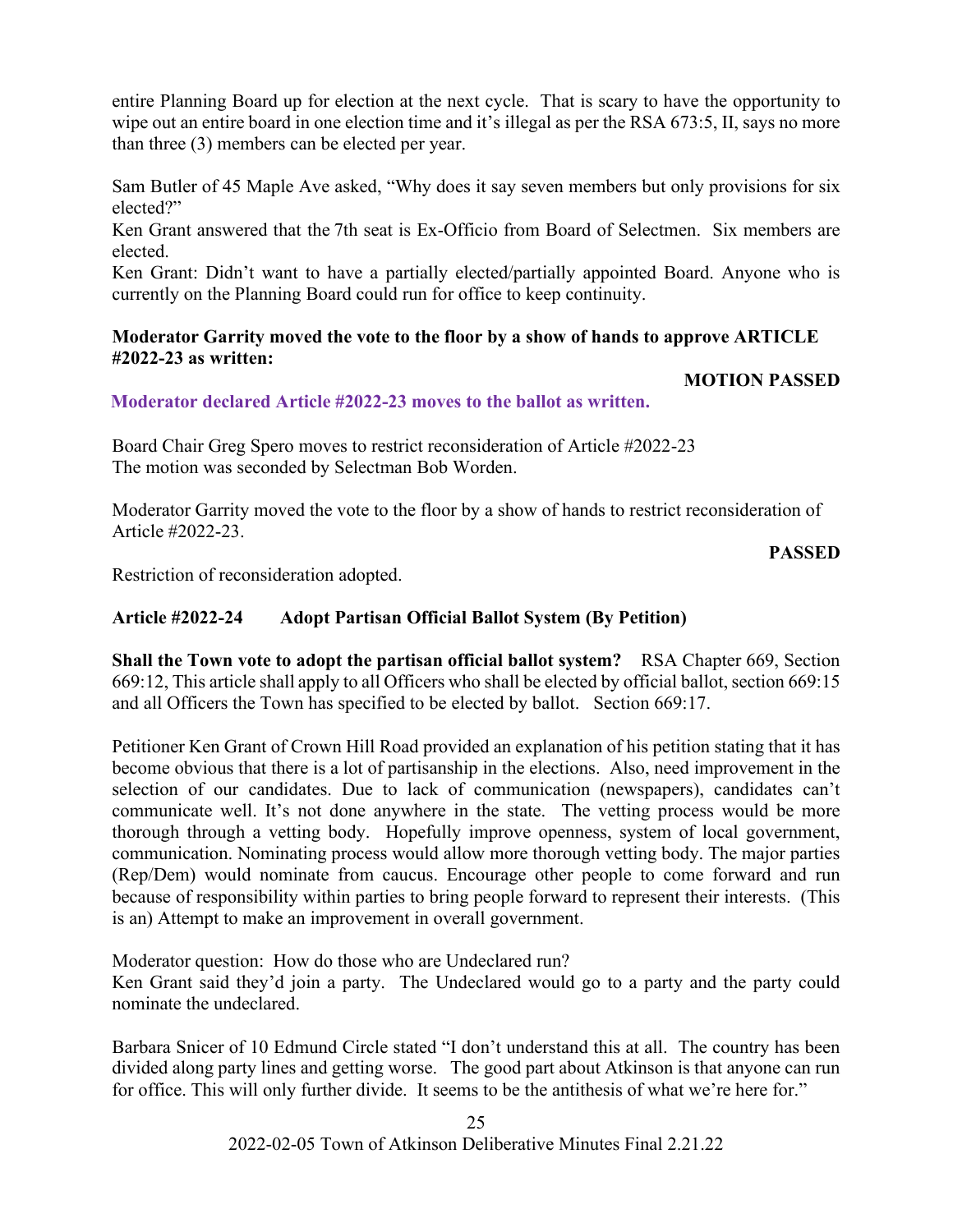entire Planning Board up for election at the next cycle. That is scary to have the opportunity to wipe out an entire board in one election time and it's illegal as per the RSA 673:5, II, says no more than three (3) members can be elected per year.

Sam Butler of 45 Maple Ave asked, "Why does it say seven members but only provisions for six elected?"
Ken Grant answered that the 7th seat is Ex-Officio from Board of Selectmen. Six members are elected.
Ken Grant: Didn't want to have a partially elected/partially appointed Board. Anyone who is currently on the Planning Board could run for office to keep continuity.

**Moderator Garrity moved the vote to the floor by a show of hands to approve ARTICLE #2022-23 as written:**

**MOTION PASSED**

**Moderator declared Article #2022-23 moves to the ballot as written.**

Board Chair Greg Spero moves to restrict reconsideration of Article #2022-23
The motion was seconded by Selectman Bob Worden.

Moderator Garrity moved the vote to the floor by a show of hands to restrict reconsideration of Article #2022-23.

**PASSED**

Restriction of reconsideration adopted.

**Article #2022-24 Adopt Partisan Official Ballot System (By Petition)**

**Shall the Town vote to adopt the partisan official ballot system?** RSA Chapter 669, Section 669:12, This article shall apply to all Officers who shall be elected by official ballot, section 669:15 and all Officers the Town has specified to be elected by ballot. Section 669:17.

Petitioner Ken Grant of Crown Hill Road provided an explanation of his petition stating that it has become obvious that there is a lot of partisanship in the elections. Also, need improvement in the selection of our candidates. Due to lack of communication (newspapers), candidates can't communicate well. It's not done anywhere in the state. The vetting process would be more thorough through a vetting body. Hopefully improve openness, system of local government, communication. Nominating process would allow more thorough vetting body. The major parties (Rep/Dem) would nominate from caucus. Encourage other people to come forward and run because of responsibility within parties to bring people forward to represent their interests. (This is an) Attempt to make an improvement in overall government.

Moderator question: How do those who are Undeclared run?
Ken Grant said they'd join a party. The Undeclared would go to a party and the party could nominate the undeclared.

Barbara Snicer of 10 Edmund Circle stated "I don't understand this at all. The country has been divided along party lines and getting worse. The good part about Atkinson is that anyone can run for office. This will only further divide. It seems to be the antithesis of what we're here for."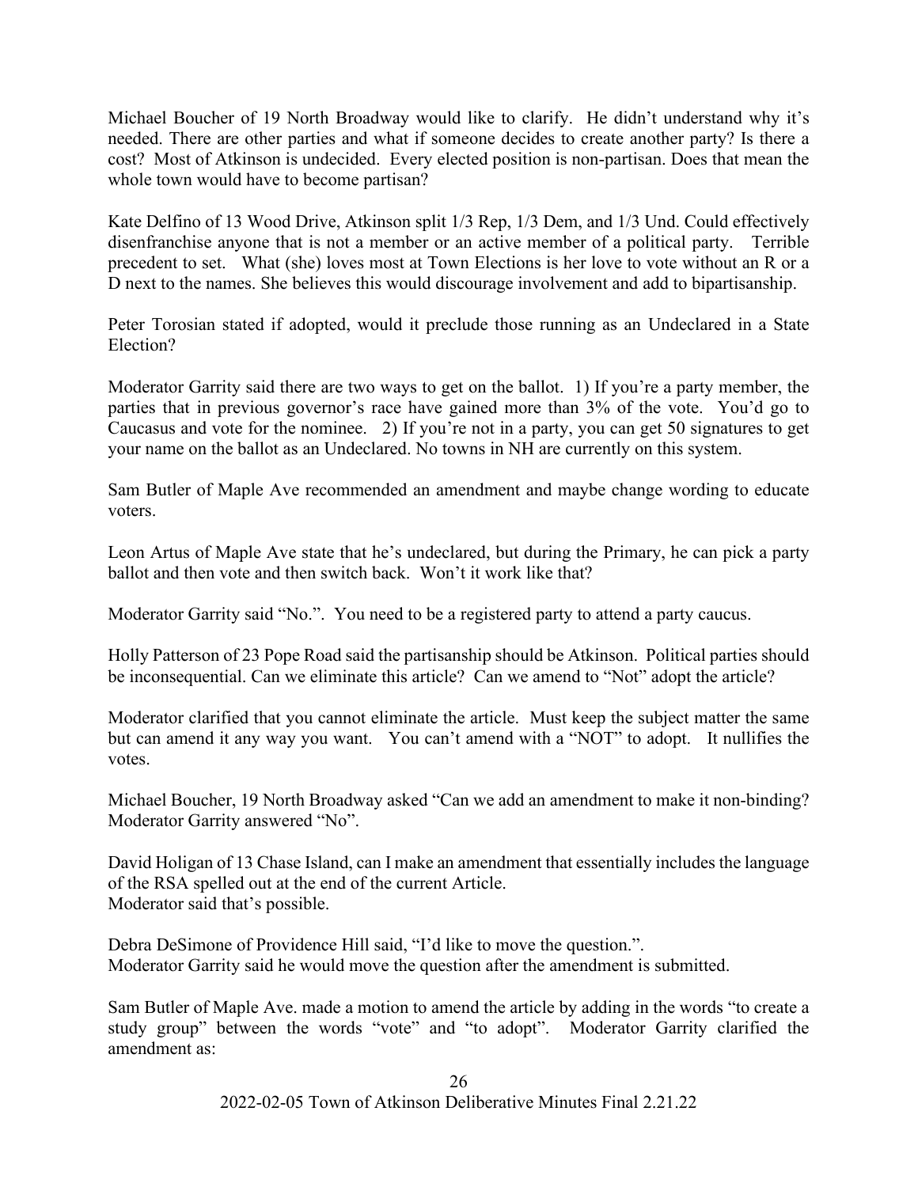Michael Boucher of 19 North Broadway would like to clarify. He didn't understand why it's needed. There are other parties and what if someone decides to create another party? Is there a cost? Most of Atkinson is undecided. Every elected position is non-partisan. Does that mean the whole town would have to become partisan?

Kate Delfino of 13 Wood Drive, Atkinson split 1/3 Rep, 1/3 Dem, and 1/3 Und. Could effectively disenfranchise anyone that is not a member or an active member of a political party. Terrible precedent to set. What (she) loves most at Town Elections is her love to vote without an R or a D next to the names. She believes this would discourage involvement and add to bipartisanship.

Peter Torosian stated if adopted, would it preclude those running as an Undeclared in a State Election?

Moderator Garrity said there are two ways to get on the ballot. 1) If you're a party member, the parties that in previous governor's race have gained more than 3% of the vote. You'd go to Caucasus and vote for the nominee. 2) If you're not in a party, you can get 50 signatures to get your name on the ballot as an Undeclared. No towns in NH are currently on this system.

Sam Butler of Maple Ave recommended an amendment and maybe change wording to educate voters.

Leon Artus of Maple Ave state that he's undeclared, but during the Primary, he can pick a party ballot and then vote and then switch back. Won't it work like that?

Moderator Garrity said "No.". You need to be a registered party to attend a party caucus.

Holly Patterson of 23 Pope Road said the partisanship should be Atkinson. Political parties should be inconsequential. Can we eliminate this article? Can we amend to "Not" adopt the article?

Moderator clarified that you cannot eliminate the article. Must keep the subject matter the same but can amend it any way you want. You can't amend with a "NOT" to adopt. It nullifies the votes.

Michael Boucher, 19 North Broadway asked "Can we add an amendment to make it non-binding? Moderator Garrity answered "No".

David Holigan of 13 Chase Island, can I make an amendment that essentially includes the language of the RSA spelled out at the end of the current Article.
Moderator said that's possible.

Debra DeSimone of Providence Hill said, "I'd like to move the question.".
Moderator Garrity said he would move the question after the amendment is submitted.

Sam Butler of Maple Ave. made a motion to amend the article by adding in the words "to create a study group" between the words "vote" and "to adopt". Moderator Garrity clarified the amendment as: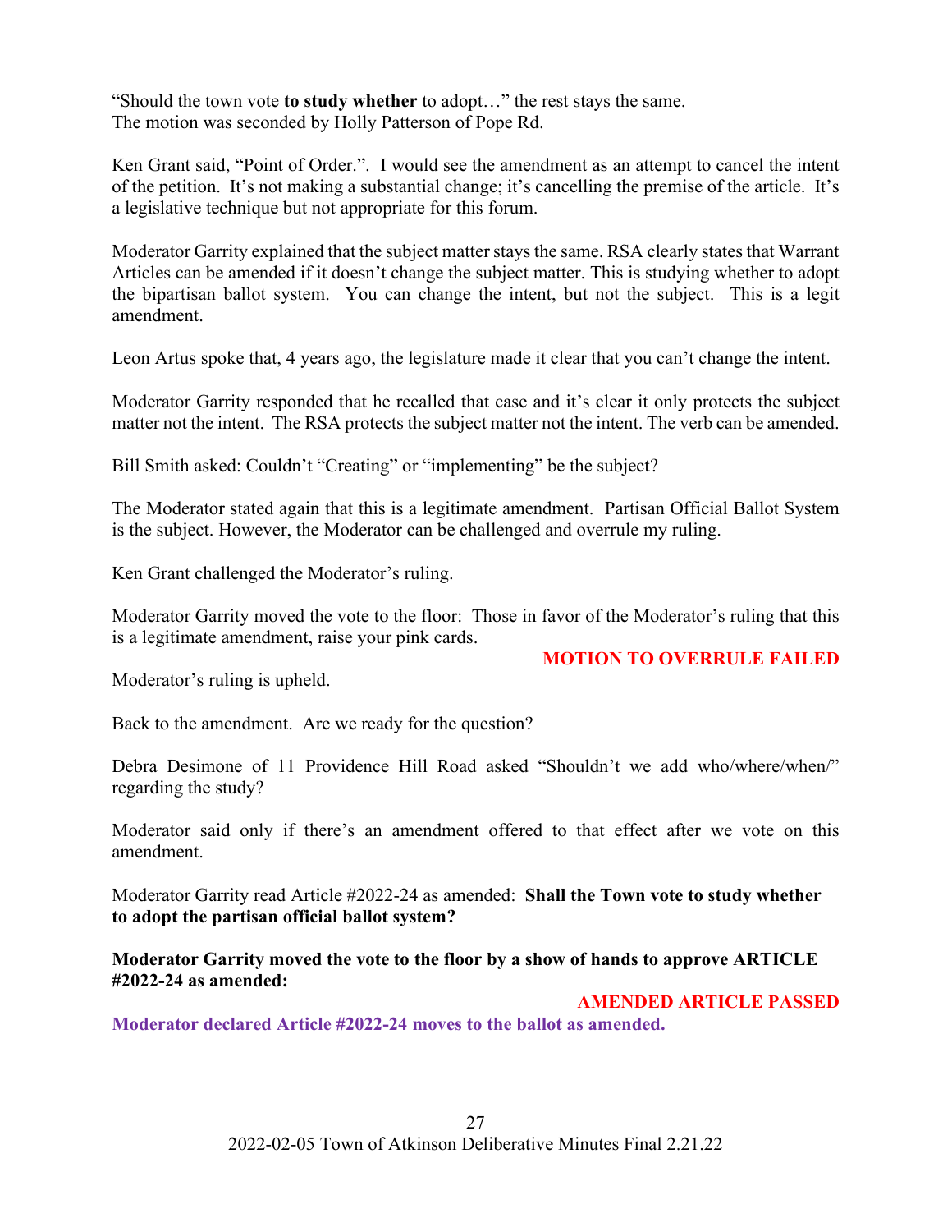"Should the town vote **to study whether** to adopt…" the rest stays the same.
The motion was seconded by Holly Patterson of Pope Rd.

Ken Grant said, "Point of Order.". I would see the amendment as an attempt to cancel the intent of the petition. It's not making a substantial change; it's cancelling the premise of the article. It's a legislative technique but not appropriate for this forum.

Moderator Garrity explained that the subject matter stays the same. RSA clearly states that Warrant Articles can be amended if it doesn't change the subject matter. This is studying whether to adopt the bipartisan ballot system. You can change the intent, but not the subject. This is a legit amendment.

Leon Artus spoke that, 4 years ago, the legislature made it clear that you can't change the intent.

Moderator Garrity responded that he recalled that case and it's clear it only protects the subject matter not the intent. The RSA protects the subject matter not the intent. The verb can be amended.

Bill Smith asked: Couldn't "Creating" or "implementing" be the subject?

The Moderator stated again that this is a legitimate amendment. Partisan Official Ballot System is the subject. However, the Moderator can be challenged and overrule my ruling.

Ken Grant challenged the Moderator's ruling.

Moderator Garrity moved the vote to the floor: Those in favor of the Moderator's ruling that this is a legitimate amendment, raise your pink cards.

**MOTION TO OVERRULE FAILED**

Moderator's ruling is upheld.

Back to the amendment. Are we ready for the question?

Debra Desimone of 11 Providence Hill Road asked "Shouldn't we add who/where/when/" regarding the study?

Moderator said only if there's an amendment offered to that effect after we vote on this amendment.

Moderator Garrity read Article #2022-24 as amended: **Shall the Town vote to study whether to adopt the partisan official ballot system?**

**Moderator Garrity moved the vote to the floor by a show of hands to approve ARTICLE #2022-24 as amended:**

**AMENDED ARTICLE PASSED**

**Moderator declared Article #2022-24 moves to the ballot as amended.**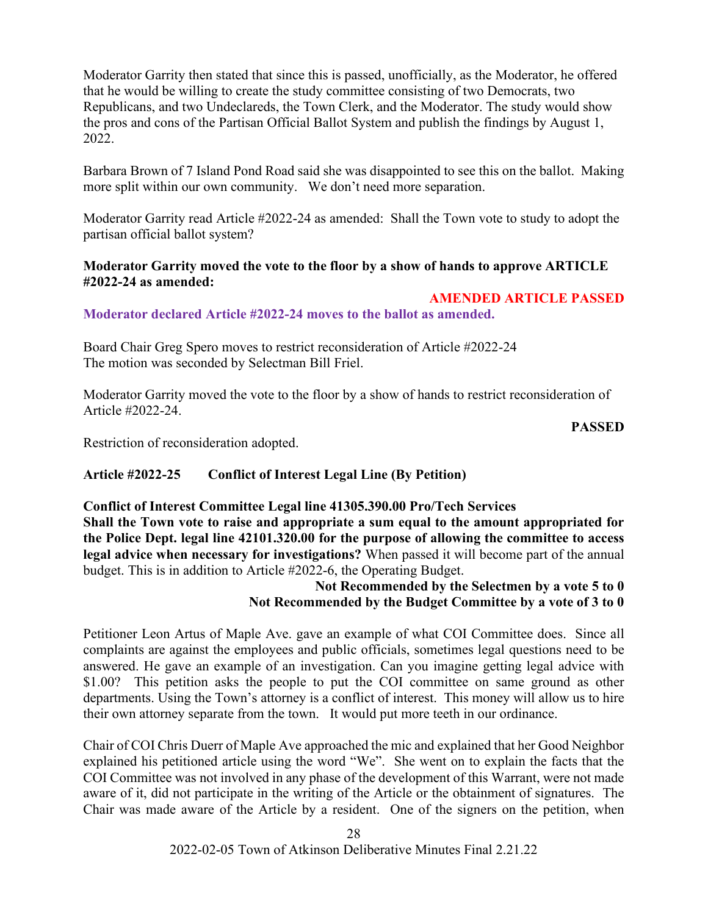Moderator Garrity then stated that since this is passed, unofficially, as the Moderator, he offered that he would be willing to create the study committee consisting of two Democrats, two Republicans, and two Undeclareds, the Town Clerk, and the Moderator. The study would show the pros and cons of the Partisan Official Ballot System and publish the findings by August 1, 2022.

Barbara Brown of 7 Island Pond Road said she was disappointed to see this on the ballot. Making more split within our own community. We don't need more separation.

Moderator Garrity read Article #2022-24 as amended: Shall the Town vote to study to adopt the partisan official ballot system?

**Moderator Garrity moved the vote to the floor by a show of hands to approve ARTICLE #2022-24 as amended:**

**AMENDED ARTICLE PASSED**

**Moderator declared Article #2022-24 moves to the ballot as amended.**

Board Chair Greg Spero moves to restrict reconsideration of Article #2022-24
The motion was seconded by Selectman Bill Friel.

Moderator Garrity moved the vote to the floor by a show of hands to restrict reconsideration of Article #2022-24.

**PASSED**

Restriction of reconsideration adopted.

**Article #2022-25 Conflict of Interest Legal Line (By Petition)**

**Conflict of Interest Committee Legal line 41305.390.00 Pro/Tech Services**
**Shall the Town vote to raise and appropriate a sum equal to the amount appropriated for the Police Dept. legal line 42101.320.00 for the purpose of allowing the committee to access legal advice when necessary for investigations?** When passed it will become part of the annual budget. This is in addition to Article #2022-6, the Operating Budget.

**Not Recommended by the Selectmen by a vote 5 to 0**
**Not Recommended by the Budget Committee by a vote of 3 to 0**

Petitioner Leon Artus of Maple Ave. gave an example of what COI Committee does. Since all complaints are against the employees and public officials, sometimes legal questions need to be answered. He gave an example of an investigation. Can you imagine getting legal advice with $1.00? This petition asks the people to put the COI committee on same ground as other departments. Using the Town's attorney is a conflict of interest. This money will allow us to hire their own attorney separate from the town. It would put more teeth in our ordinance.

Chair of COI Chris Duerr of Maple Ave approached the mic and explained that her Good Neighbor explained his petitioned article using the word "We". She went on to explain the facts that the COI Committee was not involved in any phase of the development of this Warrant, were not made aware of it, did not participate in the writing of the Article or the obtainment of signatures. The Chair was made aware of the Article by a resident. One of the signers on the petition, when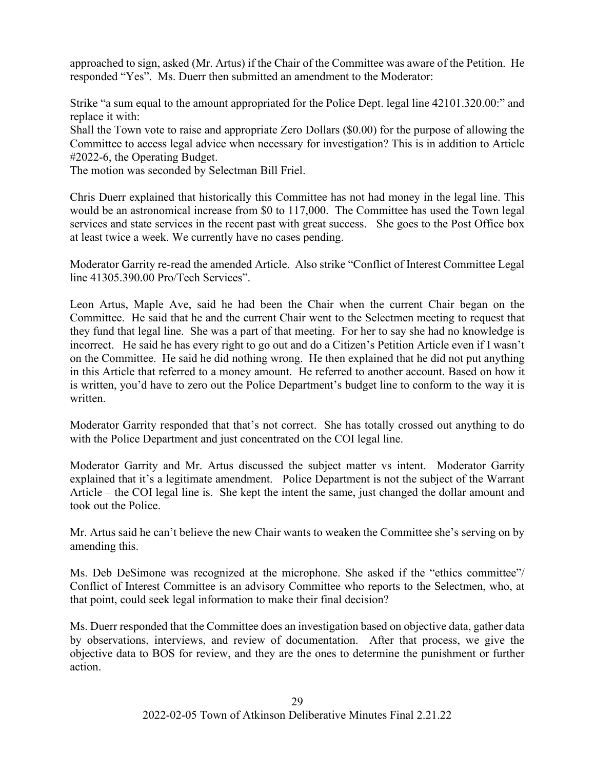approached to sign, asked (Mr. Artus) if the Chair of the Committee was aware of the Petition. He responded "Yes". Ms. Duerr then submitted an amendment to the Moderator:

Strike "a sum equal to the amount appropriated for the Police Dept. legal line 42101.320.00:" and replace it with:
Shall the Town vote to raise and appropriate Zero Dollars ($0.00) for the purpose of allowing the Committee to access legal advice when necessary for investigation? This is in addition to Article #2022-6, the Operating Budget.
The motion was seconded by Selectman Bill Friel.

Chris Duerr explained that historically this Committee has not had money in the legal line. This would be an astronomical increase from $0 to 117,000. The Committee has used the Town legal services and state services in the recent past with great success. She goes to the Post Office box at least twice a week. We currently have no cases pending.

Moderator Garrity re-read the amended Article. Also strike "Conflict of Interest Committee Legal line 41305.390.00 Pro/Tech Services".

Leon Artus, Maple Ave, said he had been the Chair when the current Chair began on the Committee. He said that he and the current Chair went to the Selectmen meeting to request that they fund that legal line. She was a part of that meeting. For her to say she had no knowledge is incorrect. He said he has every right to go out and do a Citizen's Petition Article even if I wasn't on the Committee. He said he did nothing wrong. He then explained that he did not put anything in this Article that referred to a money amount. He referred to another account. Based on how it is written, you'd have to zero out the Police Department's budget line to conform to the way it is written.

Moderator Garrity responded that that's not correct. She has totally crossed out anything to do with the Police Department and just concentrated on the COI legal line.

Moderator Garrity and Mr. Artus discussed the subject matter vs intent. Moderator Garrity explained that it's a legitimate amendment. Police Department is not the subject of the Warrant Article – the COI legal line is. She kept the intent the same, just changed the dollar amount and took out the Police.

Mr. Artus said he can't believe the new Chair wants to weaken the Committee she's serving on by amending this.

Ms. Deb DeSimone was recognized at the microphone. She asked if the "ethics committee"/ Conflict of Interest Committee is an advisory Committee who reports to the Selectmen, who, at that point, could seek legal information to make their final decision?

Ms. Duerr responded that the Committee does an investigation based on objective data, gather data by observations, interviews, and review of documentation. After that process, we give the objective data to BOS for review, and they are the ones to determine the punishment or further action.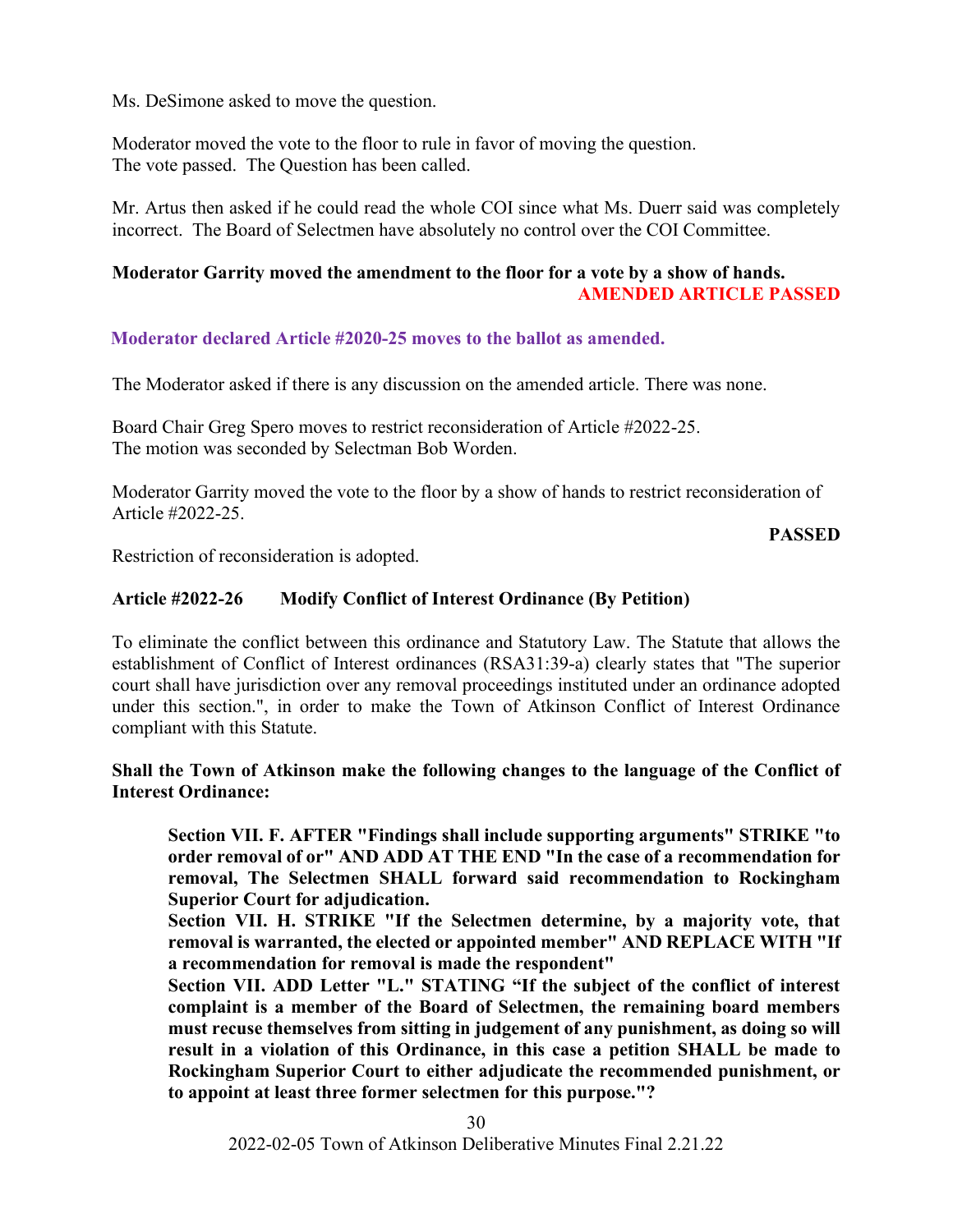Ms. DeSimone asked to move the question.

Moderator moved the vote to the floor to rule in favor of moving the question.
The vote passed. The Question has been called.

Mr. Artus then asked if he could read the whole COI since what Ms. Duerr said was completely incorrect. The Board of Selectmen have absolutely no control over the COI Committee.

**Moderator Garrity moved the amendment to the floor for a vote by a show of hands.**

**AMENDED ARTICLE PASSED**

**Moderator declared Article #2020-25 moves to the ballot as amended.**

The Moderator asked if there is any discussion on the amended article. There was none.

Board Chair Greg Spero moves to restrict reconsideration of Article #2022-25.
The motion was seconded by Selectman Bob Worden.

Moderator Garrity moved the vote to the floor by a show of hands to restrict reconsideration of Article #2022-25.

**PASSED**

Restriction of reconsideration is adopted.

**Article #2022-26 Modify Conflict of Interest Ordinance (By Petition)**

To eliminate the conflict between this ordinance and Statutory Law. The Statute that allows the establishment of Conflict of Interest ordinances (RSA31:39-a) clearly states that "The superior court shall have jurisdiction over any removal proceedings instituted under an ordinance adopted under this section.", in order to make the Town of Atkinson Conflict of Interest Ordinance compliant with this Statute.

**Shall the Town of Atkinson make the following changes to the language of the Conflict of Interest Ordinance:**

> **Section VII. F. AFTER "Findings shall include supporting arguments" STRIKE "to order removal of or" AND ADD AT THE END "In the case of a recommendation for removal, The Selectmen SHALL forward said recommendation to Rockingham Superior Court for adjudication.**
> **Section VII. H. STRIKE "If the Selectmen determine, by a majority vote, that removal is warranted, the elected or appointed member" AND REPLACE WITH "If a recommendation for removal is made the respondent"**
> **Section VII. ADD Letter "L." STATING "If the subject of the conflict of interest complaint is a member of the Board of Selectmen, the remaining board members must recuse themselves from sitting in judgement of any punishment, as doing so will result in a violation of this Ordinance, in this case a petition SHALL be made to Rockingham Superior Court to either adjudicate the recommended punishment, or to appoint at least three former selectmen for this purpose."?**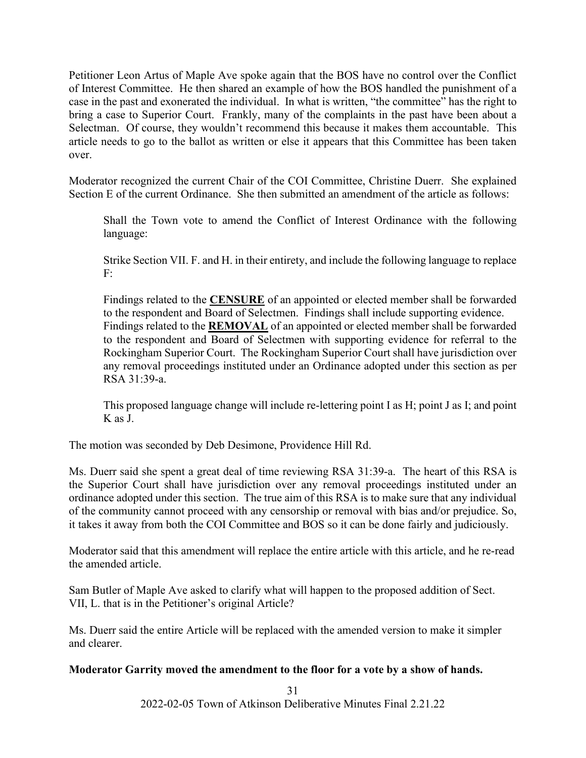Petitioner Leon Artus of Maple Ave spoke again that the BOS have no control over the Conflict of Interest Committee. He then shared an example of how the BOS handled the punishment of a case in the past and exonerated the individual. In what is written, "the committee" has the right to bring a case to Superior Court. Frankly, many of the complaints in the past have been about a Selectman. Of course, they wouldn't recommend this because it makes them accountable. This article needs to go to the ballot as written or else it appears that this Committee has been taken over.

Moderator recognized the current Chair of the COI Committee, Christine Duerr. She explained Section E of the current Ordinance. She then submitted an amendment of the article as follows:

> Shall the Town vote to amend the Conflict of Interest Ordinance with the following language:
>
> Strike Section VII. F. and H. in their entirety, and include the following language to replace F:
>
> Findings related to the **<u>CENSURE</u>** of an appointed or elected member shall be forwarded to the respondent and Board of Selectmen. Findings shall include supporting evidence. Findings related to the **<u>REMOVAL</u>** of an appointed or elected member shall be forwarded to the respondent and Board of Selectmen with supporting evidence for referral to the Rockingham Superior Court. The Rockingham Superior Court shall have jurisdiction over any removal proceedings instituted under an Ordinance adopted under this section as per RSA 31:39-a.
>
> This proposed language change will include re-lettering point I as H; point J as I; and point K as J.

The motion was seconded by Deb Desimone, Providence Hill Rd.

Ms. Duerr said she spent a great deal of time reviewing RSA 31:39-a. The heart of this RSA is the Superior Court shall have jurisdiction over any removal proceedings instituted under an ordinance adopted under this section. The true aim of this RSA is to make sure that any individual of the community cannot proceed with any censorship or removal with bias and/or prejudice. So, it takes it away from both the COI Committee and BOS so it can be done fairly and judiciously.

Moderator said that this amendment will replace the entire article with this article, and he re-read the amended article.

Sam Butler of Maple Ave asked to clarify what will happen to the proposed addition of Sect. VII, L. that is in the Petitioner's original Article?

Ms. Duerr said the entire Article will be replaced with the amended version to make it simpler and clearer.

**Moderator Garrity moved the amendment to the floor for a vote by a show of hands.**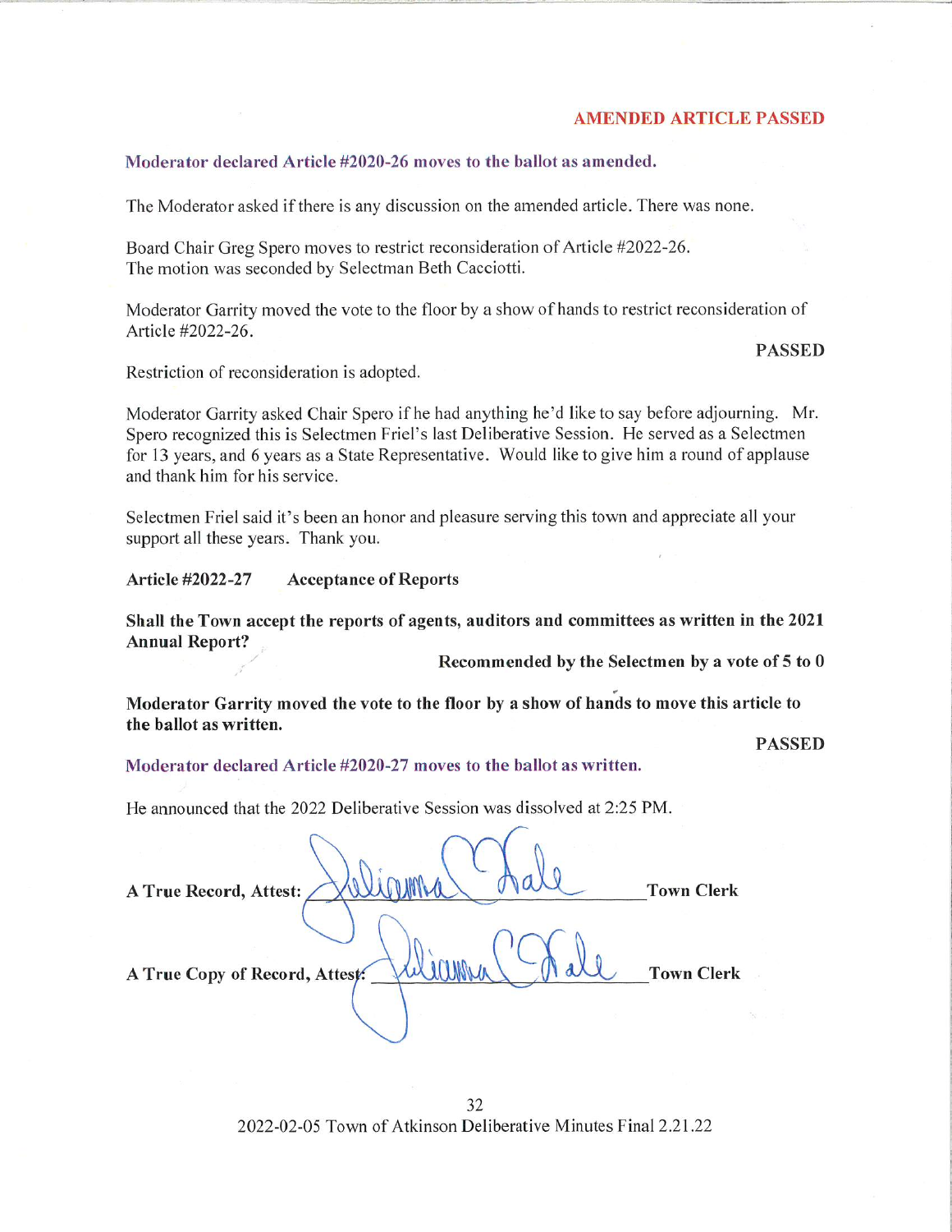**AMENDED ARTICLE PASSED**

**Moderator declared Article #2020-26 moves to the ballot as amended.**

The Moderator asked if there is any discussion on the amended article. There was none.

Board Chair Greg Spero moves to restrict reconsideration of Article #2022-26.
The motion was seconded by Selectman Beth Cacciotti.

Moderator Garrity moved the vote to the floor by a show of hands to restrict reconsideration of Article #2022-26.

**PASSED**

Restriction of reconsideration is adopted.

Moderator Garrity asked Chair Spero if he had anything he'd like to say before adjourning. Mr. Spero recognized this is Selectmen Friel's last Deliberative Session. He served as a Selectmen for 13 years, and 6 years as a State Representative. Would like to give him a round of applause and thank him for his service.

Selectmen Friel said it's been an honor and pleasure serving this town and appreciate all your support all these years. Thank you.

**Article #2022-27 Acceptance of Reports**

**Shall the Town accept the reports of agents, auditors and committees as written in the 2021 Annual Report?**

**Recommended by the Selectmen by a vote of 5 to 0**

**Moderator Garrity moved the vote to the floor by a show of hands to move this article to the ballot as written.**

**PASSED**

**Moderator declared Article #2020-27 moves to the ballot as written.**

He announced that the 2022 Deliberative Session was dissolved at 2:25 PM.

**A True Record, Attest:** ______________________ **Town Clerk**

**A True Copy of Record, Attest:** ______________________ **Town Clerk**

2022-02-05 Town of Atkinson Deliberative Minutes Final 2.21.22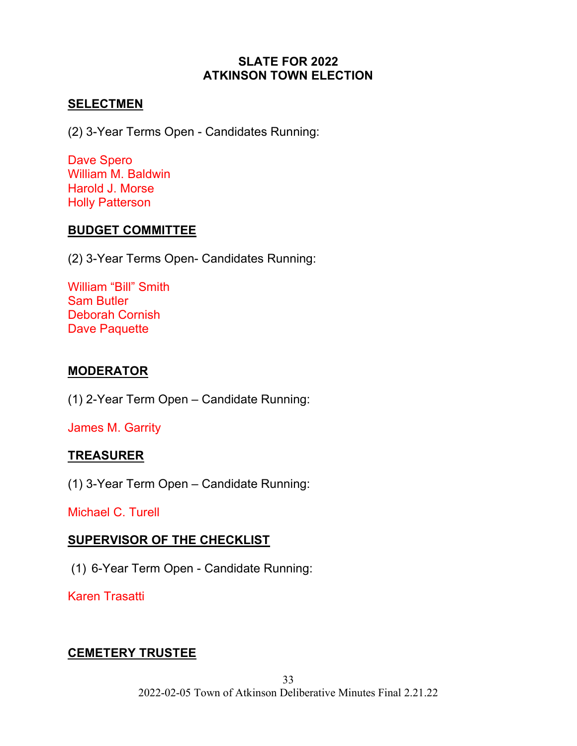# SLATE FOR 2022
# ATKINSON TOWN ELECTION

## SELECTMEN

(2) 3-Year Terms Open - Candidates Running:

Dave Spero
William M. Baldwin
Harold J. Morse
Holly Patterson

## BUDGET COMMITTEE

(2) 3-Year Terms Open- Candidates Running:

William "Bill" Smith
Sam Butler
Deborah Cornish
Dave Paquette

## MODERATOR

(1) 2-Year Term Open – Candidate Running:

James M. Garrity

## TREASURER

(1) 3-Year Term Open – Candidate Running:

Michael C. Turell

## SUPERVISOR OF THE CHECKLIST

(1) 6-Year Term Open - Candidate Running:

Karen Trasatti

## CEMETERY TRUSTEE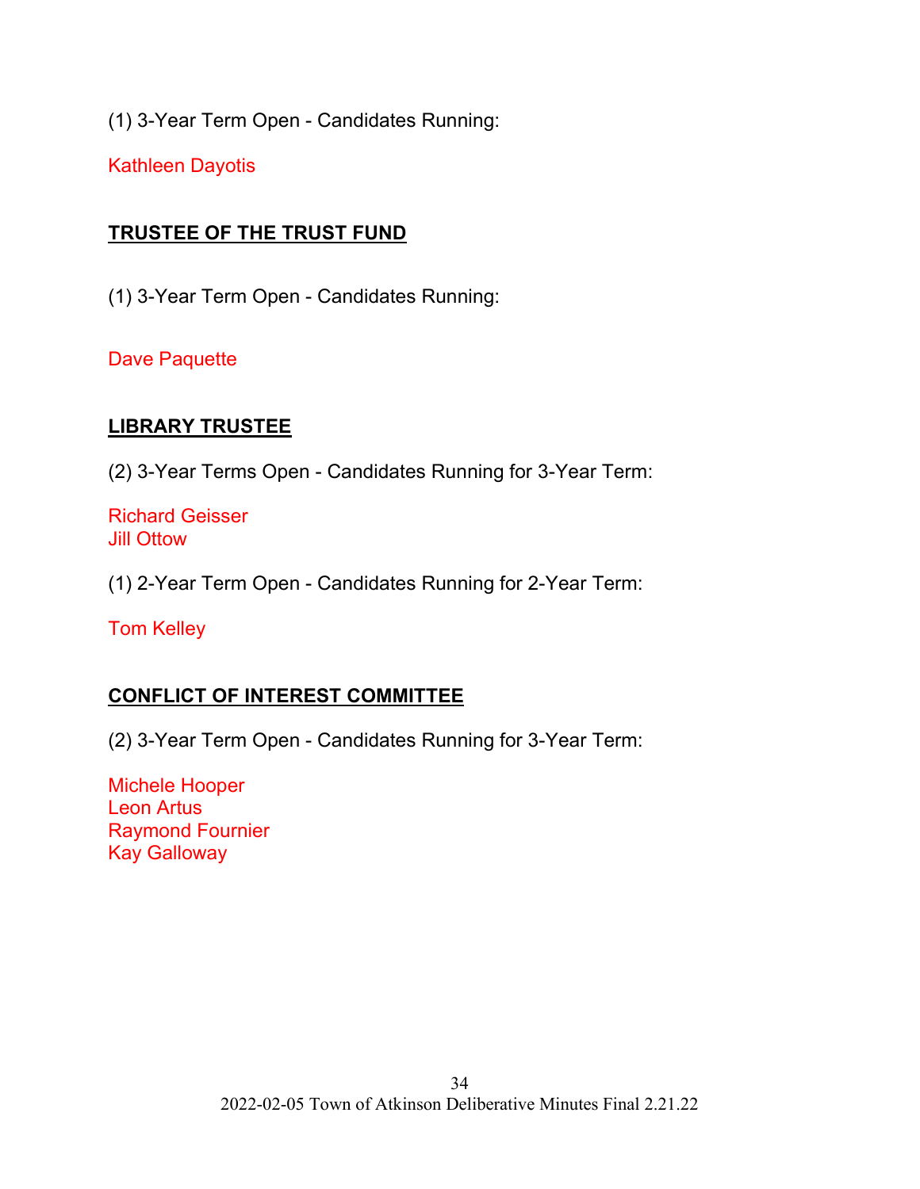(1) 3-Year Term Open - Candidates Running:

Kathleen Dayotis

**TRUSTEE OF THE TRUST FUND**

(1) 3-Year Term Open - Candidates Running:

Dave Paquette

**LIBRARY TRUSTEE**

(2) 3-Year Terms Open - Candidates Running for 3-Year Term:

Richard Geisser
Jill Ottow

(1) 2-Year Term Open - Candidates Running for 2-Year Term:

Tom Kelley

**CONFLICT OF INTEREST COMMITTEE**

(2) 3-Year Term Open - Candidates Running for 3-Year Term:

Michele Hooper
Leon Artus
Raymond Fournier
Kay Galloway